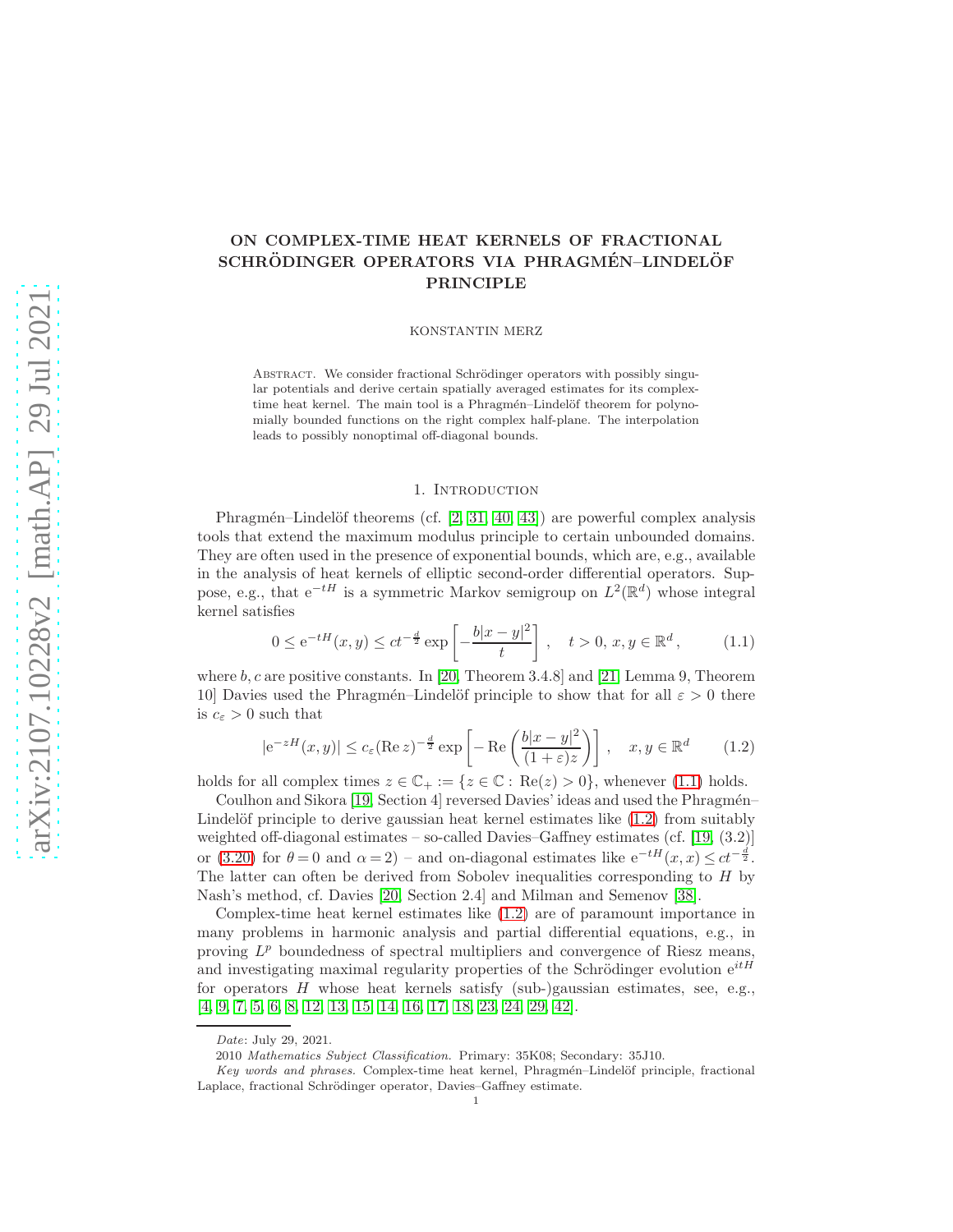# ON COMPLEX-TIME HEAT KERNELS OF FRACTIONAL SCHRÖDINGER OPERATORS VIA PHRAGMÉN–LINDELÖF PRINCIPLE

KONSTANTIN MERZ

Abstract. We consider fractional Schrödinger operators with possibly singular potentials and derive certain spatially averaged estimates for its complex-time heat kernel. The main tool is a Phragmén–Lindelöf theorem for polynomially bounded functions on the right complex half-plane. The interpolation leads to possibly nonoptimal off-diagonal bounds.

## 1. Introduction

Phragmén–Lindelöf theorems (cf. [2, 31, 40, 43]) are powerful complex analysis tools that extend the maximum modulus principle to certain unbounded domains. They are often used in the presence of exponential bounds, which are, e.g., available in the analysis of heat kernels of elliptic second-order differential operators. Suppose, e.g., that $\mathrm{e}^{-tH}$ is a symmetric Markov semigroup on $L^2(\mathbb{R}^d)$ whose integral kernel satisfies

$$0 \leq \mathrm{e}^{-tH}(x,y) \leq ct^{-\frac{d}{2}} \exp\left[-\frac{b|x-y|^2}{t}\right], \quad t>0,\, x,y \in \mathbb{R}^d, \tag{1.1}$$

where $b, c$ are positive constants. In [20, Theorem 3.4.8] and [21, Lemma 9, Theorem 10] Davies used the Phragmén–Lindelöf principle to show that for all $\varepsilon > 0$ there is $c_\varepsilon > 0$ such that

$$|\mathrm{e}^{-zH}(x,y)| \leq c_\varepsilon (\operatorname{Re} z)^{-\frac{d}{2}} \exp\left[-\operatorname{Re}\left(\frac{b|x-y|^2}{(1+\varepsilon)z}\right)\right], \quad x,y \in \mathbb{R}^d \tag{1.2}$$

holds for all complex times $z \in \mathbb{C}_+ := \{z \in \mathbb{C} : \operatorname{Re}(z) > 0\}$, whenever (1.1) holds.

Coulhon and Sikora [19, Section 4] reversed Davies' ideas and used the Phragmén–Lindelöf principle to derive gaussian heat kernel estimates like (1.2) from suitably weighted off-diagonal estimates – so-called Davies–Gaffney estimates (cf. [19, (3.2)] or (3.20) for $\theta = 0$ and $\alpha = 2$) – and on-diagonal estimates like $\mathrm{e}^{-tH}(x,x) \leq ct^{-\frac{d}{2}}$. The latter can often be derived from Sobolev inequalities corresponding to $H$ by Nash's method, cf. Davies [20, Section 2.4] and Milman and Semenov [38].

Complex-time heat kernel estimates like (1.2) are of paramount importance in many problems in harmonic analysis and partial differential equations, e.g., in proving $L^p$ boundedness of spectral multipliers and convergence of Riesz means, and investigating maximal regularity properties of the Schrödinger evolution $\mathrm{e}^{itH}$ for operators $H$ whose heat kernels satisfy (sub-)gaussian estimates, see, e.g., [4, 9, 7, 5, 6, 8, 12, 13, 15, 14, 16, 17, 18, 23, 24, 29, 42].

---

*Date*: July 29, 2021.

2010 *Mathematics Subject Classification.* Primary: 35K08; Secondary: 35J10.

*Key words and phrases.* Complex-time heat kernel, Phragmén–Lindelöf principle, fractional Laplace, fractional Schrödinger operator, Davies–Gaffney estimate.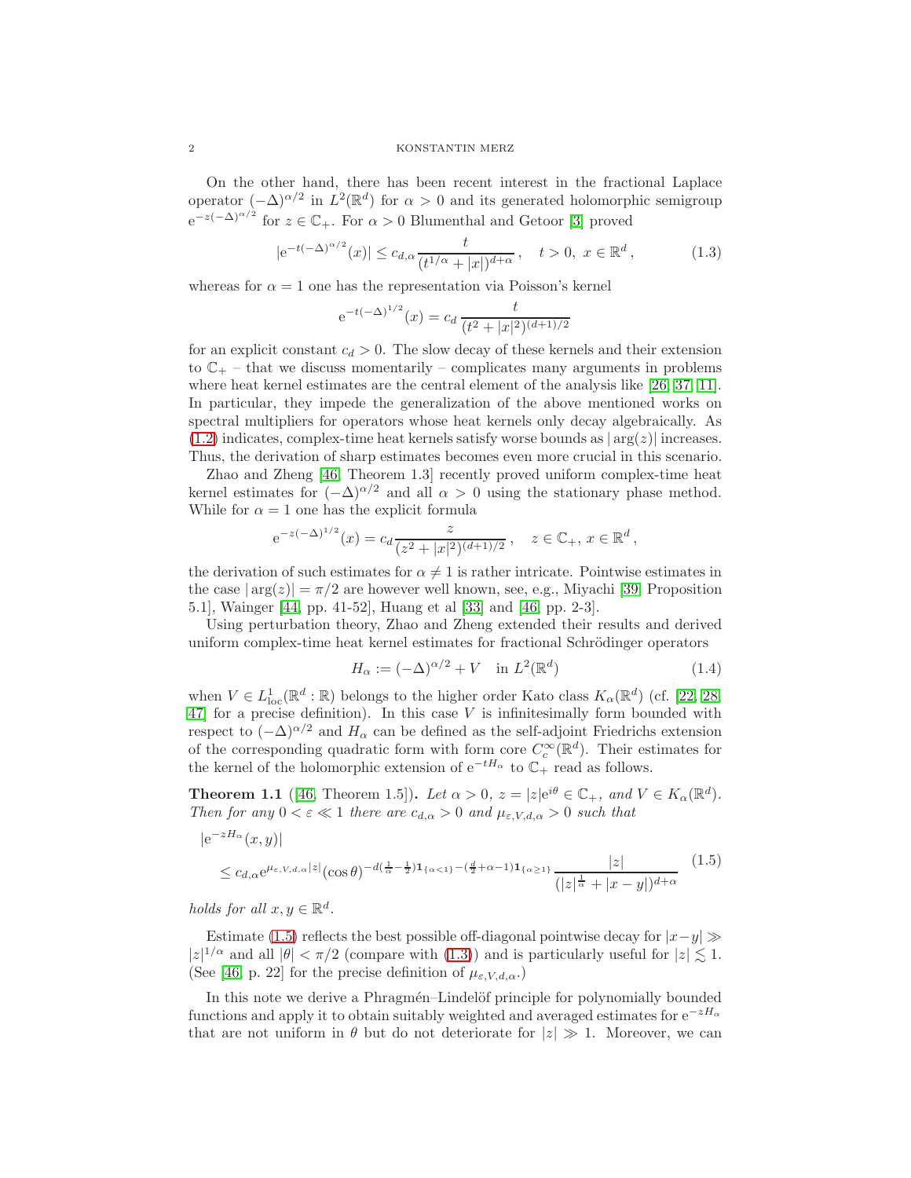On the other hand, there has been recent interest in the fractional Laplace operator $(-\Delta)^{\alpha/2}$ in $L^2(\mathbb{R}^d)$ for $\alpha > 0$ and its generated holomorphic semigroup $\mathrm{e}^{-z(-\Delta)^{\alpha/2}}$ for $z \in \mathbb{C}_+$. For $\alpha > 0$ Blumenthal and Getoor [3] proved

$$|\mathrm{e}^{-t(-\Delta)^{\alpha/2}}(x)| \leq c_{d,\alpha} \frac{t}{(t^{1/\alpha} + |x|)^{d+\alpha}}, \quad t > 0,\ x \in \mathbb{R}^d, \tag{1.3}$$

whereas for $\alpha = 1$ one has the representation via Poisson's kernel

$$\mathrm{e}^{-t(-\Delta)^{1/2}}(x) = c_d \frac{t}{(t^2 + |x|^2)^{(d+1)/2}}$$

for an explicit constant $c_d > 0$. The slow decay of these kernels and their extension to $\mathbb{C}_+$ – that we discuss momentarily – complicates many arguments in problems where heat kernel estimates are the central element of the analysis like [26, 37, 11]. In particular, they impede the generalization of the above mentioned works on spectral multipliers for operators whose heat kernels only decay algebraically. As (1.2) indicates, complex-time heat kernels satisfy worse bounds as $|\arg(z)|$ increases. Thus, the derivation of sharp estimates becomes even more crucial in this scenario.

Zhao and Zheng [46, Theorem 1.3] recently proved uniform complex-time heat kernel estimates for $(-\Delta)^{\alpha/2}$ and all $\alpha > 0$ using the stationary phase method. While for $\alpha = 1$ one has the explicit formula

$$\mathrm{e}^{-z(-\Delta)^{1/2}}(x) = c_d \frac{z}{(z^2 + |x|^2)^{(d+1)/2}}, \quad z \in \mathbb{C}_+,\ x \in \mathbb{R}^d,$$

the derivation of such estimates for $\alpha \neq 1$ is rather intricate. Pointwise estimates in the case $|\arg(z)| = \pi/2$ are however well known, see, e.g., Miyachi [39, Proposition 5.1], Wainger [44, pp. 41-52], Huang et al [33] and [46, pp. 2-3].

Using perturbation theory, Zhao and Zheng extended their results and derived uniform complex-time heat kernel estimates for fractional Schrödinger operators

$$H_\alpha := (-\Delta)^{\alpha/2} + V \quad \text{in } L^2(\mathbb{R}^d) \tag{1.4}$$

when $V \in L^1_{\mathrm{loc}}(\mathbb{R}^d : \mathbb{R})$ belongs to the higher order Kato class $K_\alpha(\mathbb{R}^d)$ (cf. [22, 28, 47] for a precise definition). In this case $V$ is infinitesimally form bounded with respect to $(-\Delta)^{\alpha/2}$ and $H_\alpha$ can be defined as the self-adjoint Friedrichs extension of the corresponding quadratic form with form core $C_c^\infty(\mathbb{R}^d)$. Their estimates for the kernel of the holomorphic extension of $\mathrm{e}^{-tH_\alpha}$ to $\mathbb{C}_+$ read as follows.

**Theorem 1.1** ([46, Theorem 1.5])**.** *Let $\alpha > 0$, $z = |z|\mathrm{e}^{i\theta} \in \mathbb{C}_+$, and $V \in K_\alpha(\mathbb{R}^d)$. Then for any $0 < \varepsilon \ll 1$ there are $c_{d,\alpha} > 0$ and $\mu_{\varepsilon,V,d,\alpha} > 0$ such that*

$$\begin{aligned} &|\mathrm{e}^{-zH_\alpha}(x,y)| \\ &\quad \leq c_{d,\alpha} \mathrm{e}^{\mu_{\varepsilon,V,d,\alpha}|z|} (\cos\theta)^{-d(\frac{1}{\alpha}-\frac{1}{2})\mathbf{1}_{\{\alpha<1\}} - (\frac{d}{2}+\alpha-1)\mathbf{1}_{\{\alpha\geq 1\}}} \frac{|z|}{(|z|^{\frac{1}{\alpha}} + |x-y|)^{d+\alpha}} \end{aligned} \tag{1.5}$$

*holds for all $x, y \in \mathbb{R}^d$.*

Estimate (1.5) reflects the best possible off-diagonal pointwise decay for $|x-y| \gg |z|^{1/\alpha}$ and all $|\theta| < \pi/2$ (compare with (1.3)) and is particularly useful for $|z| \lesssim 1$. (See [46, p. 22] for the precise definition of $\mu_{\varepsilon,V,d,\alpha}$.)

In this note we derive a Phragmén–Lindelöf principle for polynomially bounded functions and apply it to obtain suitably weighted and averaged estimates for $\mathrm{e}^{-zH_\alpha}$ that are not uniform in $\theta$ but do not deteriorate for $|z| \gg 1$. Moreover, we can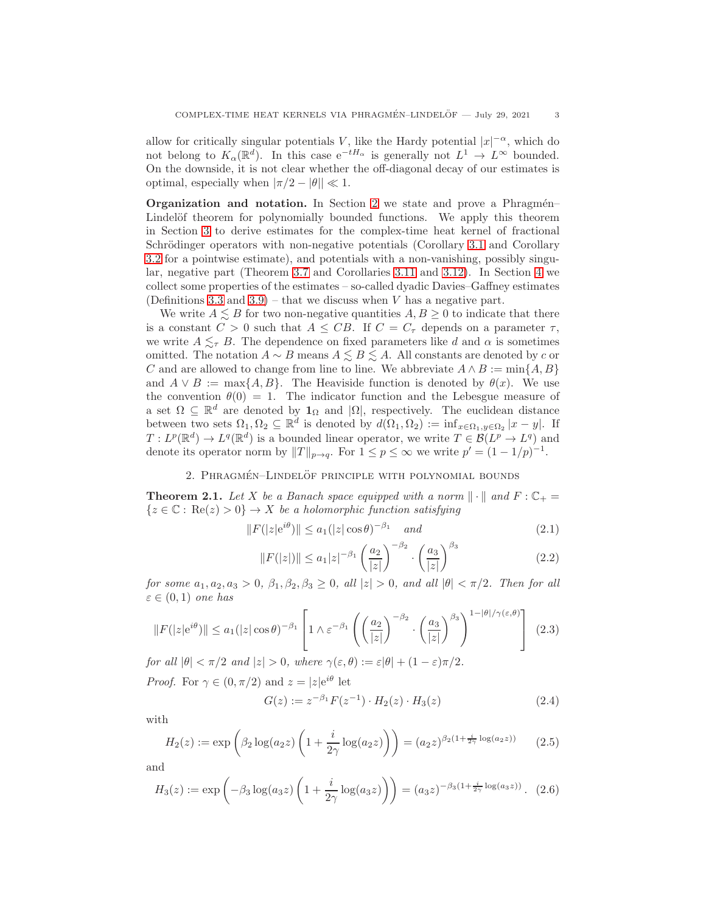allow for critically singular potentials $V$, like the Hardy potential $|x|^{-\alpha}$, which do not belong to $K_\alpha(\mathbb{R}^d)$. In this case $\mathrm{e}^{-tH_\alpha}$ is generally not $L^1 \to L^\infty$ bounded. On the downside, it is not clear whether the off-diagonal decay of our estimates is optimal, especially when $|\pi/2 - |\theta|| \ll 1$.

**Organization and notation.** In Section 2 we state and prove a Phragmén–Lindelöf theorem for polynomially bounded functions. We apply this theorem in Section 3 to derive estimates for the complex-time heat kernel of fractional Schrödinger operators with non-negative potentials (Corollary 3.1 and Corollary 3.2 for a pointwise estimate), and potentials with a non-vanishing, possibly singular, negative part (Theorem 3.7 and Corollaries 3.11 and 3.12). In Section 4 we collect some properties of the estimates – so-called dyadic Davies–Gaffney estimates (Definitions 3.3 and 3.9) – that we discuss when $V$ has a negative part.

We write $A \lesssim B$ for two non-negative quantities $A, B \geq 0$ to indicate that there is a constant $C > 0$ such that $A \leq CB$. If $C = C_\tau$ depends on a parameter $\tau$, we write $A \lesssim_\tau B$. The dependence on fixed parameters like $d$ and $\alpha$ is sometimes omitted. The notation $A \sim B$ means $A \lesssim B \lesssim A$. All constants are denoted by $c$ or $C$ and are allowed to change from line to line. We abbreviate $A \wedge B := \min\{A, B\}$ and $A \vee B := \max\{A, B\}$. The Heaviside function is denoted by $\theta(x)$. We use the convention $\theta(0) = 1$. The indicator function and the Lebesgue measure of a set $\Omega \subseteq \mathbb{R}^d$ are denoted by $\mathbf{1}_\Omega$ and $|\Omega|$, respectively. The euclidean distance between two sets $\Omega_1, \Omega_2 \subseteq \mathbb{R}^d$ is denoted by $d(\Omega_1, \Omega_2) := \inf_{x\in\Omega_1, y\in\Omega_2} |x - y|$. If $T : L^p(\mathbb{R}^d) \to L^q(\mathbb{R}^d)$ is a bounded linear operator, we write $T \in \mathcal{B}(L^p \to L^q)$ and denote its operator norm by $\|T\|_{p\to q}$. For $1 \leq p \leq \infty$ we write $p' = (1 - 1/p)^{-1}$.

## 2. Phragmén–Lindelöf principle with polynomial bounds

**Theorem 2.1.** *Let $X$ be a Banach space equipped with a norm $\|\cdot\|$ and $F : \mathbb{C}_+ = \{z \in \mathbb{C} : \mathrm{Re}(z) > 0\} \to X$ be a holomorphic function satisfying*

$$\|F(|z|\mathrm{e}^{i\theta})\| \leq a_1(|z|\cos\theta)^{-\beta_1} \quad \text{and} \tag{2.1}$$

$$\|F(|z|)\| \leq a_1|z|^{-\beta_1}\left(\frac{a_2}{|z|}\right)^{-\beta_2} \cdot \left(\frac{a_3}{|z|}\right)^{\beta_3} \tag{2.2}$$

*for some $a_1, a_2, a_3 > 0$, $\beta_1, \beta_2, \beta_3 \geq 0$, all $|z| > 0$, and all $|\theta| < \pi/2$. Then for all $\varepsilon \in (0, 1)$ one has*

$$\|F(|z|\mathrm{e}^{i\theta})\| \leq a_1(|z|\cos\theta)^{-\beta_1}\left[1 \wedge \varepsilon^{-\beta_1}\left(\left(\frac{a_2}{|z|}\right)^{-\beta_2} \cdot \left(\frac{a_3}{|z|}\right)^{\beta_3}\right)^{1-|\theta|/\gamma(\varepsilon,\theta)}\right] \tag{2.3}$$

*for all $|\theta| < \pi/2$ and $|z| > 0$, where $\gamma(\varepsilon, \theta) := \varepsilon|\theta| + (1 - \varepsilon)\pi/2$.*

*Proof.* For $\gamma \in (0, \pi/2)$ and $z = |z|\mathrm{e}^{i\theta}$ let

$$G(z) := z^{-\beta_1}F(z^{-1}) \cdot H_2(z) \cdot H_3(z) \tag{2.4}$$

with

$$H_2(z) := \exp\left(\beta_2 \log(a_2 z)\left(1 + \frac{i}{2\gamma}\log(a_2 z)\right)\right) = (a_2 z)^{\beta_2(1+\frac{i}{2\gamma}\log(a_2 z))} \tag{2.5}$$

and

$$H_3(z) := \exp\left(-\beta_3 \log(a_3 z)\left(1 + \frac{i}{2\gamma}\log(a_3 z)\right)\right) = (a_3 z)^{-\beta_3(1+\frac{i}{2\gamma}\log(a_3 z))}. \tag{2.6}$$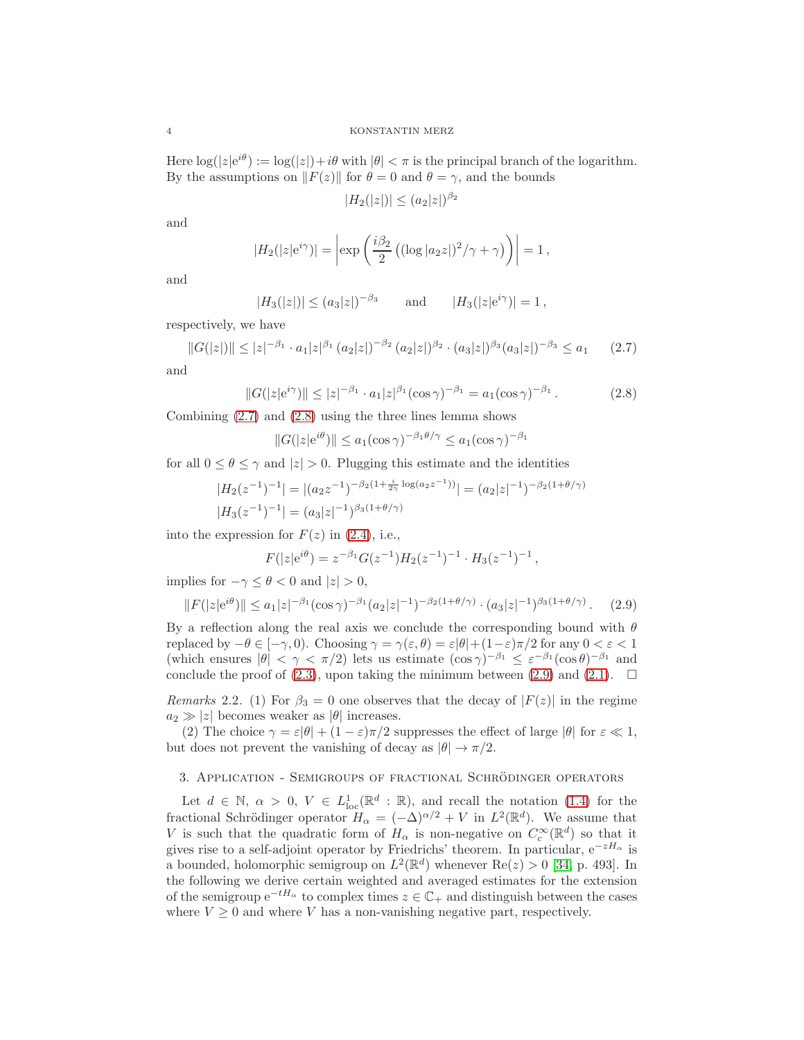Here $\log(|z|e^{i\theta}) := \log(|z|)+i\theta$ with $|\theta| < \pi$ is the principal branch of the logarithm. By the assumptions on $\|F(z)\|$ for $\theta = 0$ and $\theta = \gamma$, and the bounds

$$|H_2(|z|)| \leq (a_2|z|)^{\beta_2}$$

and

$$|H_2(|z|e^{i\gamma})| = \left|\exp\left(\frac{i\beta_2}{2}\left((\log|a_2 z|)^2/\gamma + \gamma\right)\right)\right| = 1\,,$$

and

$$|H_3(|z|)| \leq (a_3|z|)^{-\beta_3} \qquad \text{and} \qquad |H_3(|z|e^{i\gamma})| = 1\,,$$

respectively, we have

$$\|G(|z|)\| \leq |z|^{-\beta_1}\cdot a_1|z|^{\beta_1}\,(a_2|z|)^{-\beta_2}\,(a_2|z|)^{\beta_2}\cdot(a_3|z|)^{\beta_3}(a_3|z|)^{-\beta_3} \leq a_1 \tag{2.7}$$

and

$$\|G(|z|e^{i\gamma})\| \leq |z|^{-\beta_1}\cdot a_1|z|^{\beta_1}(\cos\gamma)^{-\beta_1} = a_1(\cos\gamma)^{-\beta_1}\,. \tag{2.8}$$

Combining (2.7) and (2.8) using the three lines lemma shows

$$\|G(|z|e^{i\theta})\| \leq a_1(\cos\gamma)^{-\beta_1\theta/\gamma} \leq a_1(\cos\gamma)^{-\beta_1}$$

for all $0 \leq \theta \leq \gamma$ and $|z| > 0$. Plugging this estimate and the identities

$$|H_2(z^{-1})^{-1}| = |(a_2 z^{-1})^{-\beta_2(1+\frac{i}{2\gamma}\log(a_2 z^{-1}))}| = (a_2|z|^{-1})^{-\beta_2(1+\theta/\gamma)}$$
$$|H_3(z^{-1})^{-1}| = (a_3|z|^{-1})^{\beta_3(1+\theta/\gamma)}$$

into the expression for $F(z)$ in (2.4), i.e.,

$$F(|z|e^{i\theta}) = z^{-\beta_1}G(z^{-1})H_2(z^{-1})^{-1}\cdot H_3(z^{-1})^{-1}\,,$$

implies for $-\gamma \leq \theta < 0$ and $|z| > 0$,

$$\|F(|z|e^{i\theta})\| \leq a_1|z|^{-\beta_1}(\cos\gamma)^{-\beta_1}(a_2|z|^{-1})^{-\beta_2(1+\theta/\gamma)}\cdot(a_3|z|^{-1})^{\beta_3(1+\theta/\gamma)}\,. \tag{2.9}$$

By a reflection along the real axis we conclude the corresponding bound with $\theta$ replaced by $-\theta \in [-\gamma, 0)$. Choosing $\gamma = \gamma(\varepsilon,\theta) = \varepsilon|\theta| + (1-\varepsilon)\pi/2$ for any $0 < \varepsilon < 1$ (which ensures $|\theta| < \gamma < \pi/2$) lets us estimate $(\cos\gamma)^{-\beta_1} \leq \varepsilon^{-\beta_1}(\cos\theta)^{-\beta_1}$ and conclude the proof of (2.3), upon taking the minimum between (2.9) and (2.1). $\square$

*Remarks* 2.2. (1) For $\beta_3 = 0$ one observes that the decay of $|F(z)|$ in the regime $a_2 \gg |z|$ becomes weaker as $|\theta|$ increases.

(2) The choice $\gamma = \varepsilon|\theta| + (1-\varepsilon)\pi/2$ suppresses the effect of large $|\theta|$ for $\varepsilon \ll 1$, but does not prevent the vanishing of decay as $|\theta| \to \pi/2$.

## 3. Application - Semigroups of fractional Schrödinger operators

Let $d \in \mathbb{N}$, $\alpha > 0$, $V \in L^1_{\text{loc}}(\mathbb{R}^d : \mathbb{R})$, and recall the notation (1.4) for the fractional Schrödinger operator $H_\alpha = (-\Delta)^{\alpha/2} + V$ in $L^2(\mathbb{R}^d)$. We assume that $V$ is such that the quadratic form of $H_\alpha$ is non-negative on $C_c^\infty(\mathbb{R}^d)$ so that it gives rise to a self-adjoint operator by Friedrichs' theorem. In particular, $e^{-zH_\alpha}$ is a bounded, holomorphic semigroup on $L^2(\mathbb{R}^d)$ whenever $\text{Re}(z) > 0$ [34, p. 493]. In the following we derive certain weighted and averaged estimates for the extension of the semigroup $e^{-tH_\alpha}$ to complex times $z \in \mathbb{C}_+$ and distinguish between the cases where $V \geq 0$ and where $V$ has a non-vanishing negative part, respectively.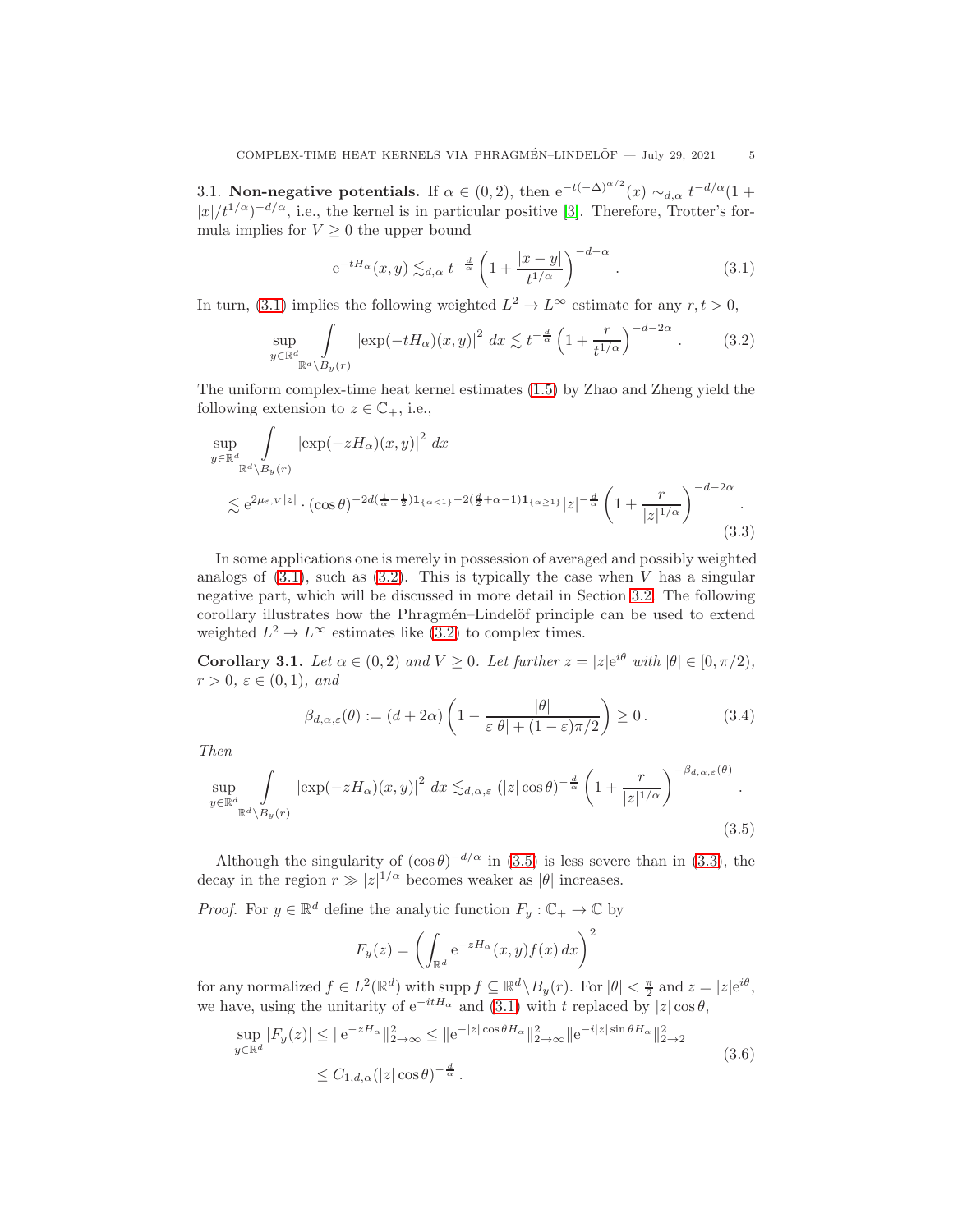3.1. **Non-negative potentials.** If $\alpha \in (0,2)$, then $\mathrm{e}^{-t(-\Delta)^{\alpha/2}}(x) \sim_{d,\alpha} t^{-d/\alpha}(1+|x|/t^{1/\alpha})^{-d/\alpha}$, i.e., the kernel is in particular positive [3]. Therefore, Trotter's formula implies for $V \geq 0$ the upper bound

$$\mathrm{e}^{-tH_\alpha}(x,y) \lesssim_{d,\alpha} t^{-\frac{d}{\alpha}} \left(1 + \frac{|x-y|}{t^{1/\alpha}}\right)^{-d-\alpha}. \tag{3.1}$$

In turn, (3.1) implies the following weighted $L^2 \to L^\infty$ estimate for any $r, t > 0$,

$$\sup_{y\in\mathbb{R}^d} \int\limits_{\mathbb{R}^d\setminus B_y(r)} |\exp(-tH_\alpha)(x,y)|^2\, dx \lesssim t^{-\frac{d}{\alpha}} \left(1 + \frac{r}{t^{1/\alpha}}\right)^{-d-2\alpha}. \tag{3.2}$$

The uniform complex-time heat kernel estimates (1.5) by Zhao and Zheng yield the following extension to $z \in \mathbb{C}_+$, i.e.,

$$\begin{aligned}
&\sup_{y\in\mathbb{R}^d} \int\limits_{\mathbb{R}^d\setminus B_y(r)} |\exp(-zH_\alpha)(x,y)|^2\, dx \\
&\lesssim \mathrm{e}^{2\mu_{\varepsilon,V}|z|} \cdot (\cos\theta)^{-2d(\frac{1}{\alpha}-\frac{1}{2})\mathbf{1}_{\{\alpha<1\}}-2(\frac{d}{2}+\alpha-1)\mathbf{1}_{\{\alpha\geq 1\}}} |z|^{-\frac{d}{\alpha}} \left(1 + \frac{r}{|z|^{1/\alpha}}\right)^{-d-2\alpha}.
\end{aligned} \tag{3.3}$$

In some applications one is merely in possession of averaged and possibly weighted analogs of (3.1), such as (3.2). This is typically the case when $V$ has a singular negative part, which will be discussed in more detail in Section 3.2. The following corollary illustrates how the Phragmén–Lindelöf principle can be used to extend weighted $L^2 \to L^\infty$ estimates like (3.2) to complex times.

**Corollary 3.1.** *Let $\alpha \in (0,2)$ and $V \geq 0$. Let further $z = |z|\mathrm{e}^{i\theta}$ with $|\theta| \in [0, \pi/2)$, $r > 0$, $\varepsilon \in (0,1)$, and*

$$\beta_{d,\alpha,\varepsilon}(\theta) := (d+2\alpha)\left(1 - \frac{|\theta|}{\varepsilon|\theta| + (1-\varepsilon)\pi/2}\right) \geq 0. \tag{3.4}$$

*Then*

$$\sup_{y\in\mathbb{R}^d} \int\limits_{\mathbb{R}^d\setminus B_y(r)} |\exp(-zH_\alpha)(x,y)|^2\, dx \lesssim_{d,\alpha,\varepsilon} (|z|\cos\theta)^{-\frac{d}{\alpha}} \left(1 + \frac{r}{|z|^{1/\alpha}}\right)^{-\beta_{d,\alpha,\varepsilon}(\theta)}. \tag{3.5}$$

Although the singularity of $(\cos\theta)^{-d/\alpha}$ in (3.5) is less severe than in (3.3), the decay in the region $r \gg |z|^{1/\alpha}$ becomes weaker as $|\theta|$ increases.

*Proof.* For $y \in \mathbb{R}^d$ define the analytic function $F_y : \mathbb{C}_+ \to \mathbb{C}$ by

$$F_y(z) = \left(\int_{\mathbb{R}^d} \mathrm{e}^{-zH_\alpha}(x,y) f(x)\, dx\right)^2$$

for any normalized $f \in L^2(\mathbb{R}^d)$ with $\operatorname{supp} f \subseteq \mathbb{R}^d\setminus B_y(r)$. For $|\theta| < \frac{\pi}{2}$ and $z = |z|\mathrm{e}^{i\theta}$, we have, using the unitarity of $\mathrm{e}^{-itH_\alpha}$ and (3.1) with $t$ replaced by $|z|\cos\theta$,

$$\begin{aligned}
\sup_{y\in\mathbb{R}^d} |F_y(z)| &\leq \|\mathrm{e}^{-zH_\alpha}\|_{2\to\infty}^2 \leq \|\mathrm{e}^{-|z|\cos\theta H_\alpha}\|_{2\to\infty}^2 \|\mathrm{e}^{-i|z|\sin\theta H_\alpha}\|_{2\to 2}^2 \\
&\leq C_{1,d,\alpha}(|z|\cos\theta)^{-\frac{d}{\alpha}}.
\end{aligned} \tag{3.6}$$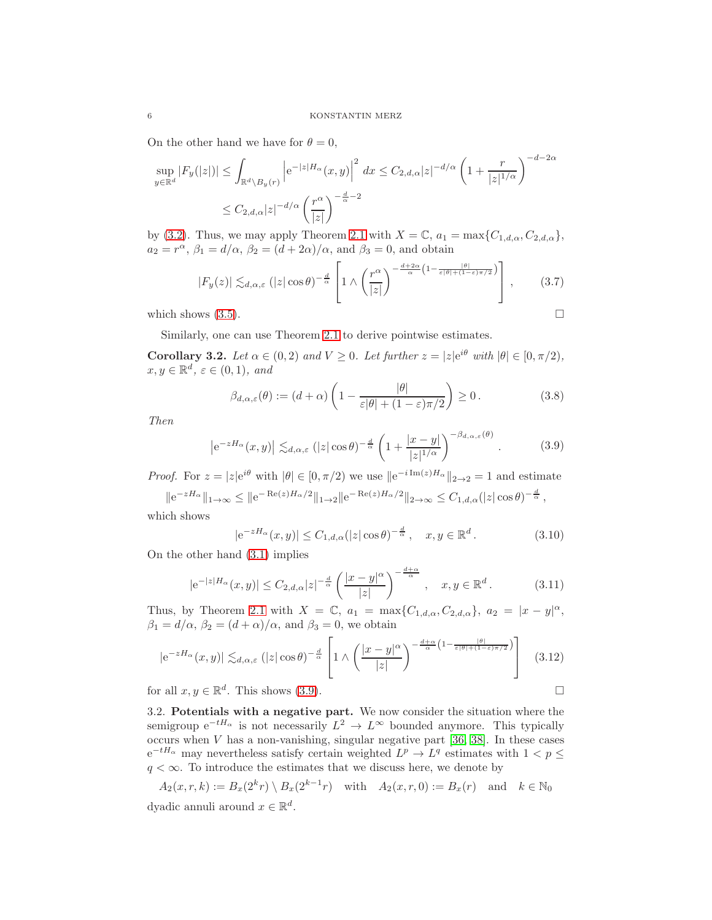On the other hand we have for $\theta = 0$,

$$
\begin{aligned}
\sup_{y\in\mathbb{R}^d} |F_y(|z|)| &\leq \int_{\mathbb{R}^d\setminus B_y(r)} \left|\mathrm{e}^{-|z|H_\alpha}(x,y)\right|^2 \, dx \leq C_{2,d,\alpha}|z|^{-d/\alpha}\left(1+\frac{r}{|z|^{1/\alpha}}\right)^{-d-2\alpha} \\
&\leq C_{2,d,\alpha}|z|^{-d/\alpha}\left(\frac{r^\alpha}{|z|}\right)^{-\frac{d}{\alpha}-2}
\end{aligned}
$$

by (3.2). Thus, we may apply Theorem 2.1 with $X = \mathbb{C}$, $a_1 = \max\{C_{1,d,\alpha}, C_{2,d,\alpha}\}$, $a_2 = r^\alpha$, $\beta_1 = d/\alpha$, $\beta_2 = (d+2\alpha)/\alpha$, and $\beta_3 = 0$, and obtain

$$
|F_y(z)| \lesssim_{d,\alpha,\varepsilon} (|z|\cos\theta)^{-\frac{d}{\alpha}} \left[1 \wedge \left(\frac{r^\alpha}{|z|}\right)^{-\frac{d+2\alpha}{\alpha}\left(1-\frac{|\theta|}{\varepsilon|\theta|+(1-\varepsilon)\pi/2}\right)}\right], \tag{3.7}
$$

which shows (3.5). $\square$

Similarly, one can use Theorem 2.1 to derive pointwise estimates.

**Corollary 3.2.** *Let $\alpha \in (0,2)$ and $V \geq 0$. Let further $z = |z|e^{i\theta}$ with $|\theta| \in [0,\pi/2)$, $x, y \in \mathbb{R}^d$, $\varepsilon \in (0,1)$, and*

$$
\beta_{d,\alpha,\varepsilon}(\theta) := (d+\alpha)\left(1 - \frac{|\theta|}{\varepsilon|\theta| + (1-\varepsilon)\pi/2}\right) \geq 0\,. \tag{3.8}
$$

*Then*

$$
\left|\mathrm{e}^{-zH_\alpha}(x,y)\right| \lesssim_{d,\alpha,\varepsilon} (|z|\cos\theta)^{-\frac{d}{\alpha}}\left(1+\frac{|x-y|}{|z|^{1/\alpha}}\right)^{-\beta_{d,\alpha,\varepsilon}(\theta)}\,. \tag{3.9}
$$

*Proof.* For $z = |z|e^{i\theta}$ with $|\theta| \in [0,\pi/2)$ we use $\|\mathrm{e}^{-i\,\mathrm{Im}(z)H_\alpha}\|_{2\to 2} = 1$ and estimate

$$
\|\mathrm{e}^{-zH_\alpha}\|_{1\to\infty} \leq \|\mathrm{e}^{-\mathrm{Re}(z)H_\alpha/2}\|_{1\to 2}\|\mathrm{e}^{-\mathrm{Re}(z)H_\alpha/2}\|_{2\to\infty} \leq C_{1,d,\alpha}(|z|\cos\theta)^{-\frac{d}{\alpha}}\,,
$$

which shows

$$
|\mathrm{e}^{-zH_\alpha}(x,y)| \leq C_{1,d,\alpha}(|z|\cos\theta)^{-\frac{d}{\alpha}}\,, \quad x,y \in \mathbb{R}^d\,. \tag{3.10}
$$

On the other hand (3.1) implies

$$
|\mathrm{e}^{-|z|H_\alpha}(x,y)| \leq C_{2,d,\alpha}|z|^{-\frac{d}{\alpha}}\left(\frac{|x-y|^\alpha}{|z|}\right)^{-\frac{d+\alpha}{\alpha}}\,, \quad x,y \in \mathbb{R}^d\,. \tag{3.11}
$$

Thus, by Theorem 2.1 with $X = \mathbb{C}$, $a_1 = \max\{C_{1,d,\alpha}, C_{2,d,\alpha}\}$, $a_2 = |x-y|^\alpha$, $\beta_1 = d/\alpha$, $\beta_2 = (d+\alpha)/\alpha$, and $\beta_3 = 0$, we obtain

$$
|\mathrm{e}^{-zH_\alpha}(x,y)| \lesssim_{d,\alpha,\varepsilon} (|z|\cos\theta)^{-\frac{d}{\alpha}}\left[1 \wedge \left(\frac{|x-y|^\alpha}{|z|}\right)^{-\frac{d+\alpha}{\alpha}\left(1-\frac{|\theta|}{\varepsilon|\theta|+(1-\varepsilon)\pi/2}\right)}\right] \tag{3.12}
$$

for all $x, y \in \mathbb{R}^d$. This shows (3.9). $\square$

3.2. **Potentials with a negative part.** We now consider the situation where the semigroup $\mathrm{e}^{-tH_\alpha}$ is not necessarily $L^2 \to L^\infty$ bounded anymore. This typically occurs when $V$ has a non-vanishing, singular negative part [36, 38]. In these cases $\mathrm{e}^{-tH_\alpha}$ may nevertheless satisfy certain weighted $L^p \to L^q$ estimates with $1 < p \leq q < \infty$. To introduce the estimates that we discuss here, we denote by

$$
A_2(x,r,k) := B_x(2^k r) \setminus B_x(2^{k-1}r) \quad \text{with} \quad A_2(x,r,0) := B_x(r) \quad \text{and} \quad k \in \mathbb{N}_0
$$

dyadic annuli around $x \in \mathbb{R}^d$.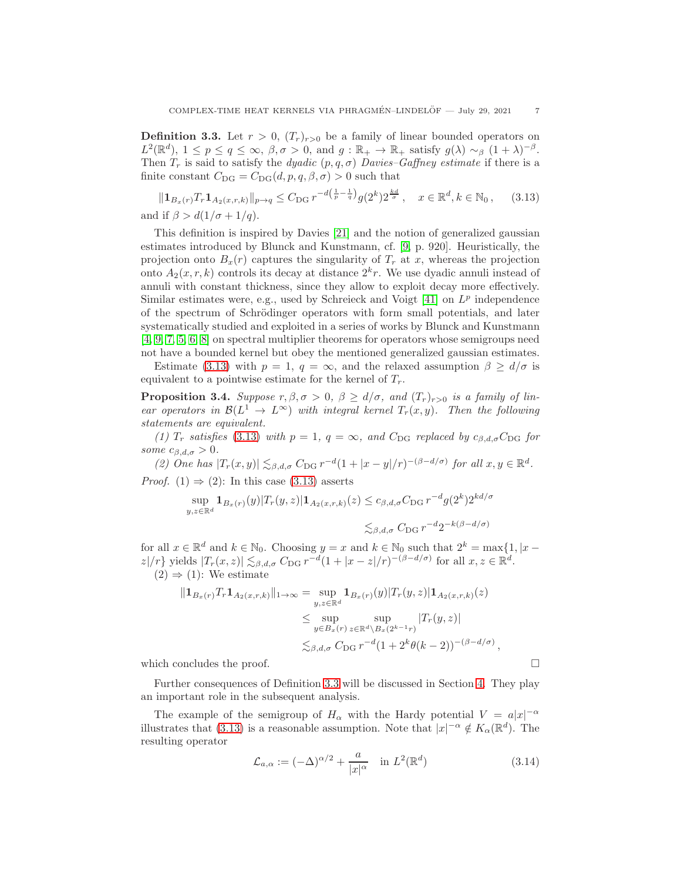**Definition 3.3.** Let $r > 0$, $(T_r)_{r>0}$ be a family of linear bounded operators on $L^2(\mathbb{R}^d)$, $1 \le p \le q \le \infty$, $\beta, \sigma > 0$, and $g : \mathbb{R}_+ \to \mathbb{R}_+$ satisfy $g(\lambda) \sim_\beta (1+\lambda)^{-\beta}$. Then $T_r$ is said to satisfy the *dyadic $(p, q, \sigma)$ Davies–Gaffney estimate* if there is a finite constant $C_{\mathrm{DG}} = C_{\mathrm{DG}}(d, p, q, \beta, \sigma) > 0$ such that

$$\|\mathbf{1}_{B_x(r)} T_r \mathbf{1}_{A_2(x,r,k)}\|_{p\to q} \le C_{\mathrm{DG}}\, r^{-d\left(\frac{1}{p}-\frac{1}{q}\right)} g(2^k) 2^{\frac{kd}{\sigma}}, \quad x \in \mathbb{R}^d, k \in \mathbb{N}_0, \tag{3.13}$$

and if $\beta > d(1/\sigma + 1/q)$.

This definition is inspired by Davies [21] and the notion of generalized gaussian estimates introduced by Blunck and Kunstmann, cf. [9, p. 920]. Heuristically, the projection onto $B_x(r)$ captures the singularity of $T_r$ at $x$, whereas the projection onto $A_2(x, r, k)$ controls its decay at distance $2^k r$. We use dyadic annuli instead of annuli with constant thickness, since they allow to exploit decay more effectively. Similar estimates were, e.g., used by Schreieck and Voigt [41] on $L^p$ independence of the spectrum of Schrödinger operators with form small potentials, and later systematically studied and exploited in a series of works by Blunck and Kunstmann [4, 9, 7, 5, 6, 8] on spectral multiplier theorems for operators whose semigroups need not have a bounded kernel but obey the mentioned generalized gaussian estimates.

Estimate (3.13) with $p = 1$, $q = \infty$, and the relaxed assumption $\beta \ge d/\sigma$ is equivalent to a pointwise estimate for the kernel of $T_r$.

**Proposition 3.4.** *Suppose $r, \beta, \sigma > 0$, $\beta \ge d/\sigma$, and $(T_r)_{r>0}$ is a family of linear operators in $\mathcal{B}(L^1 \to L^\infty)$ with integral kernel $T_r(x, y)$. Then the following statements are equivalent.*

*(1) $T_r$ satisfies (3.13) with $p = 1$, $q = \infty$, and $C_{\mathrm{DG}}$ replaced by $c_{\beta,d,\sigma} C_{\mathrm{DG}}$ for some $c_{\beta,d,\sigma} > 0$.*

*(2) One has $|T_r(x, y)| \lesssim_{\beta,d,\sigma} C_{\mathrm{DG}}\, r^{-d}(1 + |x - y|/r)^{-(\beta-d/\sigma)}$ for all $x, y \in \mathbb{R}^d$.*

*Proof.* (1) $\Rightarrow$ (2): In this case (3.13) asserts

$$\begin{aligned}\sup_{y,z\in\mathbb{R}^d} \mathbf{1}_{B_x(r)}(y)|T_r(y, z)|\mathbf{1}_{A_2(x,r,k)}(z) &\le c_{\beta,d,\sigma} C_{\mathrm{DG}}\, r^{-d} g(2^k) 2^{kd/\sigma} \\ &\lesssim_{\beta,d,\sigma} C_{\mathrm{DG}}\, r^{-d} 2^{-k(\beta-d/\sigma)}\end{aligned}$$

for all $x \in \mathbb{R}^d$ and $k \in \mathbb{N}_0$. Choosing $y = x$ and $k \in \mathbb{N}_0$ such that $2^k = \max\{1, |x - z|/r\}$ yields $|T_r(x, z)| \lesssim_{\beta,d,\sigma} C_{\mathrm{DG}}\, r^{-d}(1 + |x - z|/r)^{-(\beta-d/\sigma)}$ for all $x, z \in \mathbb{R}^d$.

(2) $\Rightarrow$ (1): We estimate

$$\begin{aligned}\|\mathbf{1}_{B_x(r)} T_r \mathbf{1}_{A_2(x,r,k)}\|_{1\to\infty} &= \sup_{y,z\in\mathbb{R}^d} \mathbf{1}_{B_x(r)}(y)|T_r(y, z)|\mathbf{1}_{A_2(x,r,k)}(z) \\ &\le \sup_{y\in B_x(r)} \sup_{z\in\mathbb{R}^d\setminus B_x(2^{k-1}r)} |T_r(y, z)| \\ &\lesssim_{\beta,d,\sigma} C_{\mathrm{DG}}\, r^{-d}(1 + 2^k\theta(k - 2))^{-(\beta-d/\sigma)},\end{aligned}$$

which concludes the proof. $\square$

Further consequences of Definition 3.3 will be discussed in Section 4. They play an important role in the subsequent analysis.

The example of the semigroup of $H_\alpha$ with the Hardy potential $V = a|x|^{-\alpha}$ illustrates that (3.13) is a reasonable assumption. Note that $|x|^{-\alpha} \notin K_\alpha(\mathbb{R}^d)$. The resulting operator

$$\mathcal{L}_{a,\alpha} := (-\Delta)^{\alpha/2} + \frac{a}{|x|^\alpha} \quad \text{in } L^2(\mathbb{R}^d) \tag{3.14}$$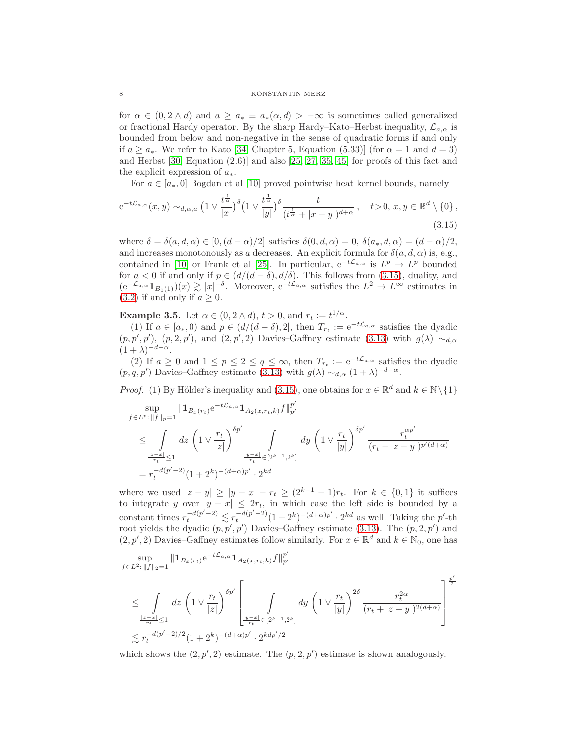for $\alpha \in (0, 2 \wedge d)$ and $a \geq a_* \equiv a_*(\alpha, d) > -\infty$ is sometimes called generalized or fractional Hardy operator. By the sharp Hardy–Kato–Herbst inequality, $\mathcal{L}_{a,\alpha}$ is bounded from below and non-negative in the sense of quadratic forms if and only if $a \geq a_*$. We refer to Kato [34, Chapter 5, Equation (5.33)] (for $\alpha = 1$ and $d = 3$) and Herbst [30, Equation (2.6)] and also [25, 27, 35, 45] for proofs of this fact and the explicit expression of $a_*$.

For $a \in [a_*, 0]$ Bogdan et al [10] proved pointwise heat kernel bounds, namely

$$
\mathrm{e}^{-t\mathcal{L}_{a,\alpha}}(x,y) \sim_{d,\alpha,a} \left(1 \vee \frac{t^{\frac{1}{\alpha}}}{|x|}\right)^{\delta} \left(1 \vee \frac{t^{\frac{1}{\alpha}}}{|y|}\right)^{\delta} \frac{t}{(t^{\frac{1}{\alpha}} + |x-y|)^{d+\alpha}}\,, \quad t>0,\ x,y \in \mathbb{R}^d \setminus \{0\}\,, \tag{3.15}
$$

where $\delta = \delta(a, d, \alpha) \in [0, (d-\alpha)/2]$ satisfies $\delta(0, d, \alpha) = 0$, $\delta(a_*, d, \alpha) = (d-\alpha)/2$, and increases monotonously as $a$ decreases. An explicit formula for $\delta(a, d, \alpha)$ is, e.g., contained in [10] or Frank et al [25]. In particular, $\mathrm{e}^{-t\mathcal{L}_{a,\alpha}}$ is $L^p \to L^p$ bounded for $a < 0$ if and only if $p \in (d/(d-\delta), d/\delta)$. This follows from (3.15), duality, and $(\mathrm{e}^{-\mathcal{L}_{a,\alpha}} \mathbf{1}_{B_0(1)})(x) \gtrsim |x|^{-\delta}$. Moreover, $\mathrm{e}^{-t\mathcal{L}_{a,\alpha}}$ satisfies the $L^2 \to L^\infty$ estimates in (3.2) if and only if $a \geq 0$.

**Example 3.5.** Let $\alpha \in (0, 2 \wedge d)$, $t > 0$, and $r_t := t^{1/\alpha}$.

(1) If $a \in [a_*, 0)$ and $p \in (d/(d-\delta), 2]$, then $T_{r_t} := \mathrm{e}^{-t\mathcal{L}_{a,\alpha}}$ satisfies the dyadic $(p, p', p')$, $(p, 2, p')$, and $(2, p', 2)$ Davies–Gaffney estimate (3.13) with $g(\lambda) \sim_{d,\alpha} (1+\lambda)^{-d-\alpha}$.

(2) If $a \geq 0$ and $1 \leq p \leq 2 \leq q \leq \infty$, then $T_{r_t} := \mathrm{e}^{-t\mathcal{L}_{a,\alpha}}$ satisfies the dyadic $(p, q, p')$ Davies–Gaffney estimate (3.13) with $g(\lambda) \sim_{d,\alpha} (1+\lambda)^{-d-\alpha}$.

*Proof.* (1) By Hölder's inequality and (3.15), one obtains for $x \in \mathbb{R}^d$ and $k \in \mathbb{N} \setminus \{1\}$

$$
\begin{aligned}
&\sup_{f \in L^p:\, \|f\|_p = 1} \|\mathbf{1}_{B_x(r_t)} \mathrm{e}^{-t\mathcal{L}_{a,\alpha}} \mathbf{1}_{A_2(x,r_t,k)} f\|_{p'}^{p'} \\
&\quad \leq \int\limits_{\frac{|z-x|}{r_t} \leq 1} dz \left(1 \vee \frac{r_t}{|z|}\right)^{\delta p'} \int\limits_{\frac{|y-x|}{r_t} \in [2^{k-1}, 2^k]} dy \left(1 \vee \frac{r_t}{|y|}\right)^{\delta p'} \frac{r_t^{\alpha p'}}{(r_t + |z-y|)^{p'(d+\alpha)}} \\
&\quad = r_t^{-d(p'-2)} (1+2^k)^{-(d+\alpha)p'} \cdot 2^{kd}
\end{aligned}
$$

where we used $|z-y| \geq |y-x| - r_t \geq (2^{k-1}-1)r_t$. For $k \in \{0, 1\}$ it suffices to integrate $y$ over $|y-x| \leq 2r_t$, in which case the left side is bounded by a constant times $r_t^{-d(p'-2)} \lesssim r_t^{-d(p'-2)}(1+2^k)^{-(d+\alpha)p'} \cdot 2^{kd}$ as well. Taking the $p'$-th root yields the dyadic $(p, p', p')$ Davies–Gaffney estimate (3.13). The $(p, 2, p')$ and $(2, p', 2)$ Davies–Gaffney estimates follow similarly. For $x \in \mathbb{R}^d$ and $k \in \mathbb{N}_0$, one has

$$
\begin{aligned}
&\sup_{f \in L^2:\, \|f\|_2 = 1} \|\mathbf{1}_{B_x(r_t)} \mathrm{e}^{-t\mathcal{L}_{a,\alpha}} \mathbf{1}_{A_2(x,r_t,k)} f\|_{p'}^{p'} \\
&\quad \leq \int\limits_{\frac{|z-x|}{r_t} \leq 1} dz \left(1 \vee \frac{r_t}{|z|}\right)^{\delta p'} \left[ \int\limits_{\frac{|y-x|}{r_t} \in [2^{k-1}, 2^k]} dy \left(1 \vee \frac{r_t}{|y|}\right)^{2\delta} \frac{r_t^{2\alpha}}{(r_t + |z-y|)^{2(d+\alpha)}} \right]^{\frac{p'}{2}} \\
&\quad \lesssim r_t^{-d(p'-2)/2} (1+2^k)^{-(d+\alpha)p'} \cdot 2^{kdp'/2}
\end{aligned}
$$

which shows the $(2, p', 2)$ estimate. The $(p, 2, p')$ estimate is shown analogously.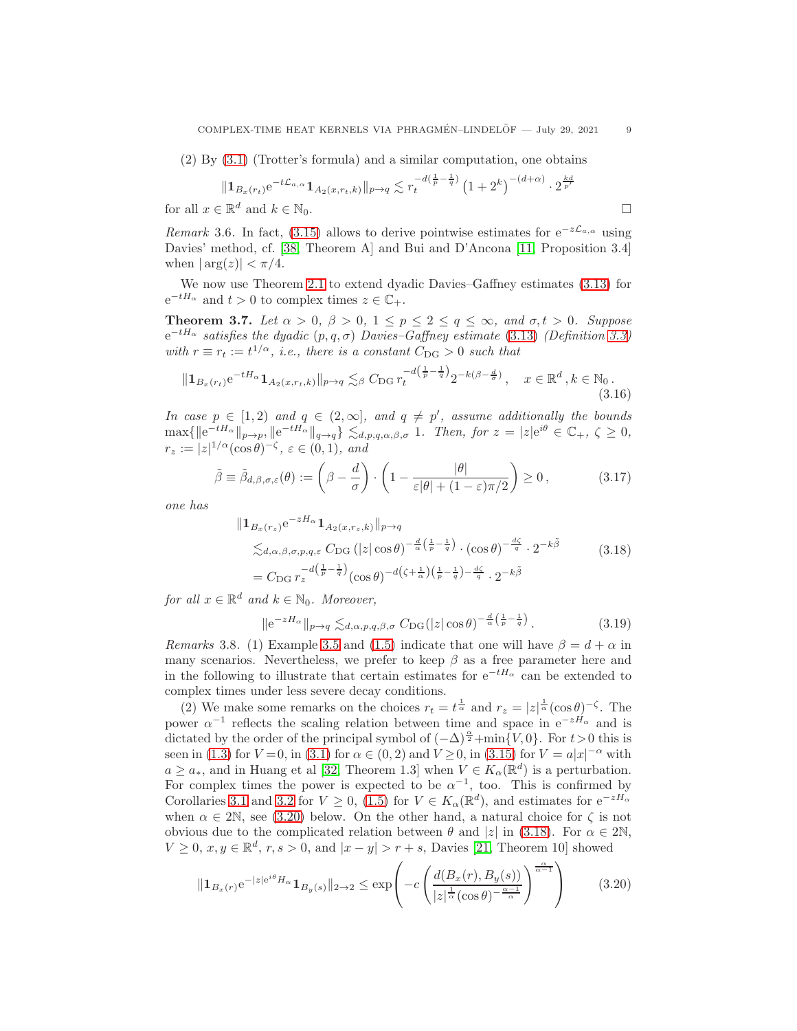(2) By (3.1) (Trotter's formula) and a similar computation, one obtains

$$\|\mathbf{1}_{B_x(r_t)} \mathrm{e}^{-t\mathcal{L}_{a,\alpha}} \mathbf{1}_{A_2(x,r_t,k)}\|_{p\to q} \lesssim r_t^{-d(\frac{1}{p}-\frac{1}{q})} \left(1+2^k\right)^{-(d+\alpha)} \cdot 2^{\frac{kd}{p'}}$$

for all $x \in \mathbb{R}^d$ and $k \in \mathbb{N}_0$. □

*Remark* 3.6. In fact, (3.15) allows to derive pointwise estimates for $\mathrm{e}^{-z\mathcal{L}_{a,\alpha}}$ using Davies' method, cf. [38, Theorem A] and Bui and D'Ancona [11, Proposition 3.4] when $|\arg(z)| < \pi/4$.

We now use Theorem 2.1 to extend dyadic Davies–Gaffney estimates (3.13) for $\mathrm{e}^{-tH_\alpha}$ and $t > 0$ to complex times $z \in \mathbb{C}_+$.

**Theorem 3.7.** *Let $\alpha > 0$, $\beta > 0$, $1 \le p \le 2 \le q \le \infty$, and $\sigma, t > 0$. Suppose $\mathrm{e}^{-tH_\alpha}$ satisfies the dyadic $(p, q, \sigma)$ Davies–Gaffney estimate (3.13) (Definition 3.3) with $r \equiv r_t := t^{1/\alpha}$, i.e., there is a constant $C_{\mathrm{DG}} > 0$ such that*

$$\|\mathbf{1}_{B_x(r_t)} \mathrm{e}^{-tH_\alpha} \mathbf{1}_{A_2(x,r_t,k)}\|_{p\to q} \lesssim_\beta C_{\mathrm{DG}}\, r_t^{-d\left(\frac{1}{p}-\frac{1}{q}\right)} 2^{-k(\beta-\frac{d}{\sigma})}, \quad x \in \mathbb{R}^d, k \in \mathbb{N}_0. \tag{3.16}$$

*In case $p \in [1, 2)$ and $q \in (2, \infty]$, and $q \ne p'$, assume additionally the bounds $\max\{\|\mathrm{e}^{-tH_\alpha}\|_{p\to p}, \|\mathrm{e}^{-tH_\alpha}\|_{q\to q}\} \lesssim_{d,p,q,\alpha,\beta,\sigma} 1$. Then, for $z = |z|\mathrm{e}^{i\theta} \in \mathbb{C}_+$, $\zeta \ge 0$, $r_z := |z|^{1/\alpha}(\cos\theta)^{-\zeta}$, $\varepsilon \in (0, 1)$, and*

$$\tilde{\beta} \equiv \tilde{\beta}_{d,\beta,\sigma,\varepsilon}(\theta) := \left(\beta - \frac{d}{\sigma}\right) \cdot \left(1 - \frac{|\theta|}{\varepsilon|\theta| + (1-\varepsilon)\pi/2}\right) \ge 0\,, \tag{3.17}$$

*one has*

$$\begin{aligned}
&\|\mathbf{1}_{B_x(r_z)} \mathrm{e}^{-zH_\alpha} \mathbf{1}_{A_2(x,r_z,k)}\|_{p\to q} \\
&\quad\lesssim_{d,\alpha,\beta,\sigma,p,q,\varepsilon} C_{\mathrm{DG}}\, (|z|\cos\theta)^{-\frac{d}{\alpha}\left(\frac{1}{p}-\frac{1}{q}\right)} \cdot (\cos\theta)^{-\frac{d\zeta}{q}} \cdot 2^{-k\tilde{\beta}} \\
&\quad= C_{\mathrm{DG}}\, r_z^{-d\left(\frac{1}{p}-\frac{1}{q}\right)} (\cos\theta)^{-d\left(\zeta+\frac{1}{\alpha}\right)\left(\frac{1}{p}-\frac{1}{q}\right)-\frac{d\zeta}{q}} \cdot 2^{-k\tilde{\beta}}
\end{aligned} \tag{3.18}$$

*for all $x \in \mathbb{R}^d$ and $k \in \mathbb{N}_0$. Moreover,*

$$\|\mathrm{e}^{-zH_\alpha}\|_{p\to q} \lesssim_{d,\alpha,p,q,\beta,\sigma} C_{\mathrm{DG}}(|z|\cos\theta)^{-\frac{d}{\alpha}\left(\frac{1}{p}-\frac{1}{q}\right)}. \tag{3.19}$$

*Remarks* 3.8. (1) Example 3.5 and (1.5) indicate that one will have $\beta = d + \alpha$ in many scenarios. Nevertheless, we prefer to keep $\beta$ as a free parameter here and in the following to illustrate that certain estimates for $\mathrm{e}^{-tH_\alpha}$ can be extended to complex times under less severe decay conditions.

(2) We make some remarks on the choices $r_t = t^{\frac{1}{\alpha}}$ and $r_z = |z|^{\frac{1}{\alpha}}(\cos\theta)^{-\zeta}$. The power $\alpha^{-1}$ reflects the scaling relation between time and space in $\mathrm{e}^{-zH_\alpha}$ and is dictated by the order of the principal symbol of $(-\Delta)^{\frac{\alpha}{2}} + \min\{V, 0\}$. For $t > 0$ this is seen in (1.3) for $V = 0$, in (3.1) for $\alpha \in (0, 2)$ and $V \ge 0$, in (3.15) for $V = a|x|^{-\alpha}$ with $a \ge a_*$, and in Huang et al [32, Theorem 1.3] when $V \in K_\alpha(\mathbb{R}^d)$ is a perturbation. For complex times the power is expected to be $\alpha^{-1}$, too. This is confirmed by Corollaries 3.1 and 3.2 for $V \ge 0$, (1.5) for $V \in K_\alpha(\mathbb{R}^d)$, and estimates for $\mathrm{e}^{-zH_\alpha}$ when $\alpha \in 2\mathbb{N}$, see (3.20) below. On the other hand, a natural choice for $\zeta$ is not obvious due to the complicated relation between $\theta$ and $|z|$ in (3.18). For $\alpha \in 2\mathbb{N}$, $V \ge 0$, $x, y \in \mathbb{R}^d$, $r, s > 0$, and $|x - y| > r + s$, Davies [21, Theorem 10] showed

$$\|\mathbf{1}_{B_x(r)} \mathrm{e}^{-|z|\mathrm{e}^{i\theta}H_\alpha} \mathbf{1}_{B_y(s)}\|_{2\to 2} \le \exp\left(-c\left(\frac{d(B_x(r), B_y(s))}{|z|^{\frac{1}{\alpha}}(\cos\theta)^{-\frac{\alpha-1}{\alpha}}}\right)^{\frac{\alpha}{\alpha-1}}\right) \tag{3.20}$$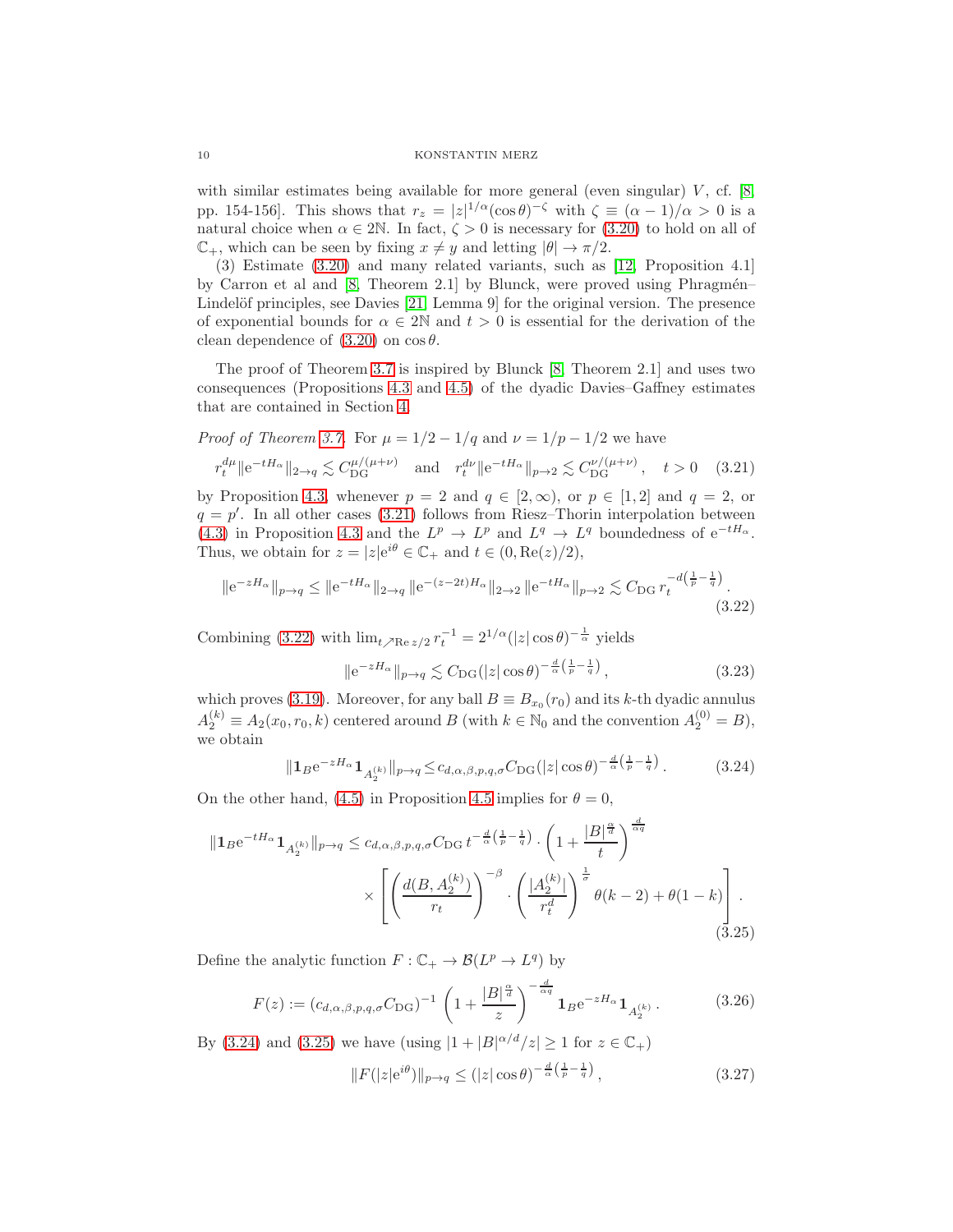with similar estimates being available for more general (even singular) $V$, cf. [8, pp. 154-156]. This shows that $r_z = |z|^{1/\alpha}(\cos\theta)^{-\zeta}$ with $\zeta \equiv (\alpha-1)/\alpha > 0$ is a natural choice when $\alpha \in 2\mathbb{N}$. In fact, $\zeta > 0$ is necessary for (3.20) to hold on all of $\mathbb{C}_+$, which can be seen by fixing $x \neq y$ and letting $|\theta| \to \pi/2$.

(3) Estimate (3.20) and many related variants, such as [12, Proposition 4.1] by Carron et al and [8, Theorem 2.1] by Blunck, were proved using Phragmén–Lindelöf principles, see Davies [21, Lemma 9] for the original version. The presence of exponential bounds for $\alpha \in 2\mathbb{N}$ and $t > 0$ is essential for the derivation of the clean dependence of (3.20) on $\cos\theta$.

The proof of Theorem 3.7 is inspired by Blunck [8, Theorem 2.1] and uses two consequences (Propositions 4.3 and 4.5) of the dyadic Davies–Gaffney estimates that are contained in Section 4.

*Proof of Theorem 3.7.* For $\mu = 1/2 - 1/q$ and $\nu = 1/p - 1/2$ we have

$$r_t^{d\mu}\|\mathrm{e}^{-tH_\alpha}\|_{2\to q} \lesssim C_{\mathrm{DG}}^{\mu/(\mu+\nu)} \quad \text{and} \quad r_t^{d\nu}\|\mathrm{e}^{-tH_\alpha}\|_{p\to 2} \lesssim C_{\mathrm{DG}}^{\nu/(\mu+\nu)}, \quad t>0 \qquad (3.21)$$

by Proposition 4.3, whenever $p = 2$ and $q \in [2,\infty)$, or $p \in [1,2]$ and $q = 2$, or $q = p'$. In all other cases (3.21) follows from Riesz–Thorin interpolation between (4.3) in Proposition 4.3 and the $L^p \to L^p$ and $L^q \to L^q$ boundedness of $\mathrm{e}^{-tH_\alpha}$. Thus, we obtain for $z = |z|\mathrm{e}^{i\theta} \in \mathbb{C}_+$ and $t \in (0, \mathrm{Re}(z)/2)$,

$$\|\mathrm{e}^{-zH_\alpha}\|_{p\to q} \le \|\mathrm{e}^{-tH_\alpha}\|_{2\to q}\,\|\mathrm{e}^{-(z-2t)H_\alpha}\|_{2\to 2}\,\|\mathrm{e}^{-tH_\alpha}\|_{p\to 2} \lesssim C_{\mathrm{DG}}\, r_t^{-d\left(\frac1p-\frac1q\right)}. \qquad (3.22)$$

Combining (3.22) with $\lim_{t\nearrow \mathrm{Re}\, z/2} r_t^{-1} = 2^{1/\alpha}(|z|\cos\theta)^{-\frac1\alpha}$ yields

$$\|\mathrm{e}^{-zH_\alpha}\|_{p\to q} \lesssim C_{\mathrm{DG}}(|z|\cos\theta)^{-\frac{d}{\alpha}\left(\frac1p-\frac1q\right)}, \qquad (3.23)$$

which proves (3.19). Moreover, for any ball $B \equiv B_{x_0}(r_0)$ and its $k$-th dyadic annulus $A_2^{(k)} \equiv A_2(x_0, r_0, k)$ centered around $B$ (with $k \in \mathbb{N}_0$ and the convention $A_2^{(0)} = B$), we obtain

$$\|\mathbf{1}_B \mathrm{e}^{-zH_\alpha}\mathbf{1}_{A_2^{(k)}}\|_{p\to q} \le c_{d,\alpha,\beta,p,q,\sigma}C_{\mathrm{DG}}(|z|\cos\theta)^{-\frac{d}{\alpha}\left(\frac1p-\frac1q\right)}. \qquad (3.24)$$

On the other hand, (4.5) in Proposition 4.5 implies for $\theta = 0$,

$$\begin{aligned}\|\mathbf{1}_B \mathrm{e}^{-tH_\alpha}\mathbf{1}_{A_2^{(k)}}\|_{p\to q} &\le c_{d,\alpha,\beta,p,q,\sigma}C_{\mathrm{DG}}\, t^{-\frac{d}{\alpha}\left(\frac1p-\frac1q\right)} \cdot \left(1 + \frac{|B|^{\frac{\alpha}{d}}}{t}\right)^{\frac{d}{\alpha q}} \\ &\quad \times \left[\left(\frac{d(B, A_2^{(k)})}{r_t}\right)^{-\beta} \cdot \left(\frac{|A_2^{(k)}|}{r_t^d}\right)^{\frac1\sigma}\theta(k-2) + \theta(1-k)\right].\end{aligned} \qquad (3.25)$$

Define the analytic function $F : \mathbb{C}_+ \to \mathcal{B}(L^p \to L^q)$ by

$$F(z) := (c_{d,\alpha,\beta,p,q,\sigma}C_{\mathrm{DG}})^{-1}\left(1 + \frac{|B|^{\frac{\alpha}{d}}}{z}\right)^{-\frac{d}{\alpha q}} \mathbf{1}_B \mathrm{e}^{-zH_\alpha}\mathbf{1}_{A_2^{(k)}}. \qquad (3.26)$$

By (3.24) and (3.25) we have (using $|1 + |B|^{\alpha/d}/z| \ge 1$ for $z \in \mathbb{C}_+$)

$$\|F(|z|\mathrm{e}^{i\theta})\|_{p\to q} \le (|z|\cos\theta)^{-\frac{d}{\alpha}\left(\frac1p-\frac1q\right)}, \qquad (3.27)$$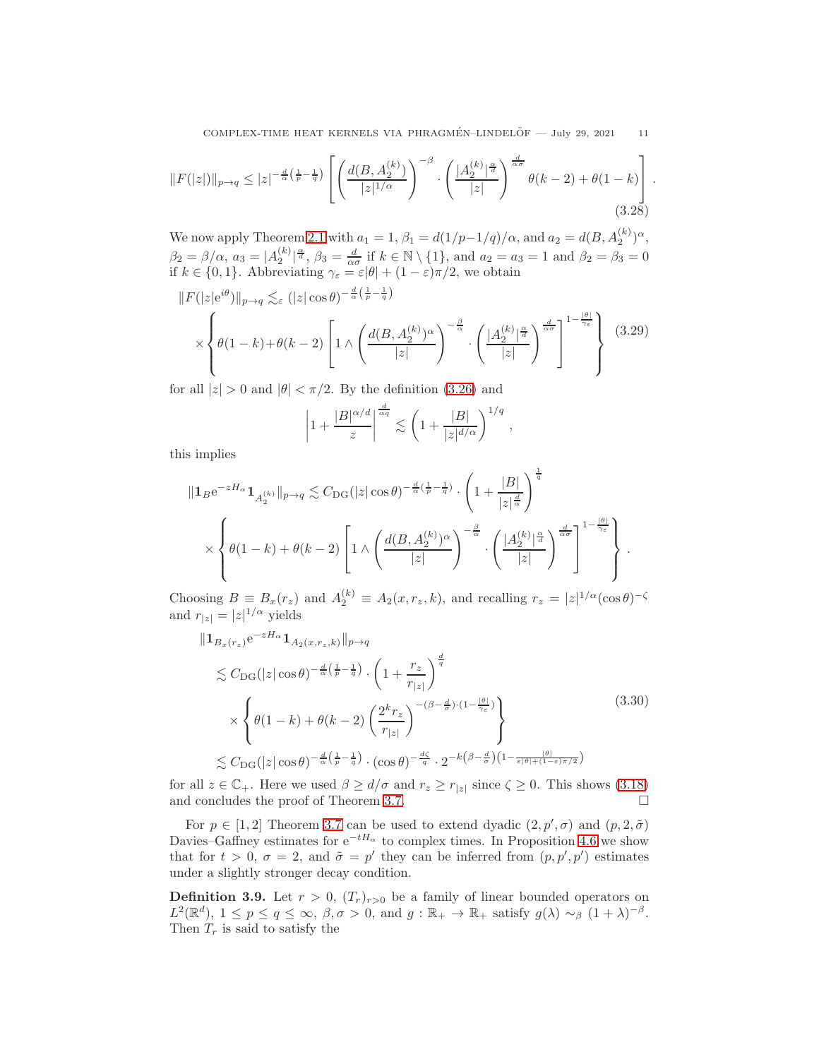$$\|F(|z|)\|_{p\to q} \le |z|^{-\frac{d}{\alpha}(\frac{1}{p}-\frac{1}{q})} \left[ \left( \frac{d(B,A_2^{(k)})}{|z|^{1/\alpha}} \right)^{-\beta} \cdot \left( \frac{|A_2^{(k)}|^{\frac{\alpha}{d}}}{|z|} \right)^{\frac{d}{\alpha\sigma}} \theta(k-2) + \theta(1-k) \right]. \tag{3.28}$$

We now apply Theorem 2.1 with $a_1 = 1$, $\beta_1 = d(1/p-1/q)/\alpha$, and $a_2 = d(B, A_2^{(k)})^\alpha$, $\beta_2 = \beta/\alpha$, $a_3 = |A_2^{(k)}|^{\frac{\alpha}{d}}$, $\beta_3 = \frac{d}{\alpha\sigma}$ if $k \in \mathbb{N}\setminus\{1\}$, and $a_2 = a_3 = 1$ and $\beta_2 = \beta_3 = 0$ if $k \in \{0,1\}$. Abbreviating $\gamma_\varepsilon = \varepsilon|\theta| + (1-\varepsilon)\pi/2$, we obtain

$$\begin{aligned} &\|F(|z|e^{i\theta})\|_{p\to q} \lesssim_\varepsilon (|z|\cos\theta)^{-\frac{d}{\alpha}(\frac{1}{p}-\frac{1}{q})} \\ &\quad \times \left\{ \theta(1-k) + \theta(k-2) \left[ 1 \wedge \left( \frac{d(B,A_2^{(k)})^\alpha}{|z|} \right)^{-\frac{\beta}{\alpha}} \cdot \left( \frac{|A_2^{(k)}|^{\frac{\alpha}{d}}}{|z|} \right)^{\frac{d}{\alpha\sigma}} \right]^{1-\frac{|\theta|}{\gamma_\varepsilon}} \right\} \end{aligned} \tag{3.29}$$

for all $|z| > 0$ and $|\theta| < \pi/2$. By the definition (3.26) and

$$\left| 1 + \frac{|B|^{\alpha/d}}{z} \right|^{\frac{d}{\alpha q}} \lesssim \left( 1 + \frac{|B|}{|z|^{d/\alpha}} \right)^{1/q},$$

this implies

$$\begin{aligned} &\|\mathbf{1}_B e^{-zH_\alpha} \mathbf{1}_{A_2^{(k)}}\|_{p\to q} \lesssim C_{\mathrm{DG}} (|z|\cos\theta)^{-\frac{d}{\alpha}(\frac{1}{p}-\frac{1}{q})} \cdot \left( 1 + \frac{|B|}{|z|^{\frac{d}{\alpha}}} \right)^{\frac{1}{q}} \\ &\quad \times \left\{ \theta(1-k) + \theta(k-2) \left[ 1 \wedge \left( \frac{d(B,A_2^{(k)})^\alpha}{|z|} \right)^{-\frac{\beta}{\alpha}} \cdot \left( \frac{|A_2^{(k)}|^{\frac{\alpha}{d}}}{|z|} \right)^{\frac{d}{\alpha\sigma}} \right]^{1-\frac{|\theta|}{\gamma_\varepsilon}} \right\}. \end{aligned}$$

Choosing $B \equiv B_x(r_z)$ and $A_2^{(k)} \equiv A_2(x, r_z, k)$, and recalling $r_z = |z|^{1/\alpha}(\cos\theta)^{-\zeta}$ and $r_{|z|} = |z|^{1/\alpha}$ yields

$$\begin{aligned} &\|\mathbf{1}_{B_x(r_z)} e^{-zH_\alpha} \mathbf{1}_{A_2(x,r_z,k)}\|_{p\to q} \\ &\quad \lesssim C_{\mathrm{DG}} (|z|\cos\theta)^{-\frac{d}{\alpha}(\frac{1}{p}-\frac{1}{q})} \cdot \left( 1 + \frac{r_z}{r_{|z|}} \right)^{\frac{d}{q}} \\ &\qquad \times \left\{ \theta(1-k) + \theta(k-2) \left( \frac{2^k r_z}{r_{|z|}} \right)^{-(\beta-\frac{d}{\sigma})\cdot(1-\frac{|\theta|}{\gamma_\varepsilon})} \right\} \\ &\quad \lesssim C_{\mathrm{DG}} (|z|\cos\theta)^{-\frac{d}{\alpha}(\frac{1}{p}-\frac{1}{q})} \cdot (\cos\theta)^{-\frac{d\zeta}{q}} \cdot 2^{-k(\beta-\frac{d}{\sigma})(1-\frac{|\theta|}{\varepsilon|\theta|+(1-\varepsilon)\pi/2})} \end{aligned} \tag{3.30}$$

for all $z \in \mathbb{C}_+$. Here we used $\beta \ge d/\sigma$ and $r_z \ge r_{|z|}$ since $\zeta \ge 0$. This shows (3.18) and concludes the proof of Theorem 3.7. $\square$

For $p \in [1,2]$ Theorem 3.7 can be used to extend dyadic $(2, p', \sigma)$ and $(p, 2, \tilde\sigma)$ Davies–Gaffney estimates for $e^{-tH_\alpha}$ to complex times. In Proposition 4.6 we show that for $t > 0$, $\sigma = 2$, and $\tilde\sigma = p'$ they can be inferred from $(p, p', p')$ estimates under a slightly stronger decay condition.

**Definition 3.9.** Let $r > 0$, $(T_r)_{r>0}$ be a family of linear bounded operators on $L^2(\mathbb{R}^d)$, $1 \le p \le q \le \infty$, $\beta, \sigma > 0$, and $g : \mathbb{R}_+ \to \mathbb{R}_+$ satisfy $g(\lambda) \sim_\beta (1+\lambda)^{-\beta}$. Then $T_r$ is said to satisfy the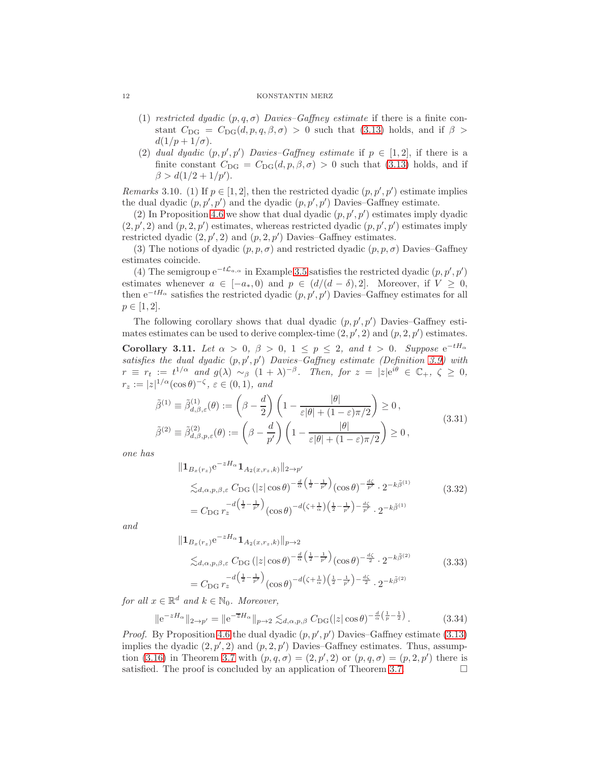(1) *restricted dyadic $(p,q,\sigma)$ Davies–Gaffney estimate* if there is a finite constant $C_{\mathrm{DG}} = C_{\mathrm{DG}}(d,p,q,\beta,\sigma) > 0$ such that (3.13) holds, and if $\beta > d(1/p + 1/\sigma)$.

(2) *dual dyadic $(p,p',p')$ Davies–Gaffney estimate* if $p \in [1,2]$, if there is a finite constant $C_{\mathrm{DG}} = C_{\mathrm{DG}}(d,p,\beta,\sigma) > 0$ such that (3.13) holds, and if $\beta > d(1/2 + 1/p')$.

*Remarks* 3.10. (1) If $p \in [1,2]$, then the restricted dyadic $(p,p',p')$ estimate implies the dual dyadic $(p,p',p')$ and the dyadic $(p,p',p')$ Davies–Gaffney estimate.

(2) In Proposition 4.6 we show that dual dyadic $(p,p',p')$ estimates imply dyadic $(2,p',2)$ and $(p,2,p')$ estimates, whereas restricted dyadic $(p,p',p')$ estimates imply restricted dyadic $(2,p',2)$ and $(p,2,p')$ Davies–Gaffney estimates.

(3) The notions of dyadic $(p,p,\sigma)$ and restricted dyadic $(p,p,\sigma)$ Davies–Gaffney estimates coincide.

(4) The semigroup $\mathrm{e}^{-t\mathcal{L}_{a,\alpha}}$ in Example 3.5 satisfies the restricted dyadic $(p,p',p')$ estimates whenever $a \in [-a_*,0)$ and $p \in (d/(d-\delta),2]$. Moreover, if $V \geq 0$, then $\mathrm{e}^{-tH_\alpha}$ satisfies the restricted dyadic $(p,p',p')$ Davies–Gaffney estimates for all $p \in [1,2]$.

The following corollary shows that dual dyadic $(p,p',p')$ Davies–Gaffney estimates estimates can be used to derive complex-time $(2,p',2)$ and $(p,2,p')$ estimates.

**Corollary 3.11.** *Let $\alpha > 0$, $\beta > 0$, $1 \leq p \leq 2$, and $t > 0$. Suppose $\mathrm{e}^{-tH_\alpha}$ satisfies the dual dyadic $(p,p',p')$ Davies–Gaffney estimate (Definition 3.9) with $r \equiv r_t := t^{1/\alpha}$ and $g(\lambda) \sim_\beta (1+\lambda)^{-\beta}$. Then, for $z = |z|\mathrm{e}^{i\theta} \in \mathbb{C}_+$, $\zeta \geq 0$, $r_z := |z|^{1/\alpha}(\cos\theta)^{-\zeta}$, $\varepsilon \in (0,1)$, and*

$$
\begin{aligned}
\tilde\beta^{(1)} \equiv \tilde\beta^{(1)}_{d,\beta,\varepsilon}(\theta) &:= \left(\beta - \frac{d}{2}\right)\left(1 - \frac{|\theta|}{\varepsilon|\theta| + (1-\varepsilon)\pi/2}\right) \geq 0\,,\\
\tilde\beta^{(2)} \equiv \tilde\beta^{(2)}_{d,\beta,p,\varepsilon}(\theta) &:= \left(\beta - \frac{d}{p'}\right)\left(1 - \frac{|\theta|}{\varepsilon|\theta| + (1-\varepsilon)\pi/2}\right) \geq 0\,,
\end{aligned}
\tag{3.31}
$$

*one has*

$$
\begin{aligned}
&\|\mathbf{1}_{B_x(r_z)}\mathrm{e}^{-zH_\alpha}\mathbf{1}_{A_2(x,r_z,k)}\|_{2\to p'}\\
&\quad\lesssim_{d,\alpha,p,\beta,\varepsilon} C_{\mathrm{DG}}\,(|z|\cos\theta)^{-\frac{d}{\alpha}\left(\frac12-\frac1{p'}\right)}(\cos\theta)^{-\frac{d\zeta}{p'}}\cdot 2^{-k\tilde\beta^{(1)}}\\
&\quad= C_{\mathrm{DG}}\,r_z^{-d\left(\frac12-\frac1{p'}\right)}(\cos\theta)^{-d\left(\zeta+\frac1\alpha\right)\left(\frac12-\frac1{p'}\right)-\frac{d\zeta}{p'}}\cdot 2^{-k\tilde\beta^{(1)}}
\end{aligned}
\tag{3.32}
$$

*and*

$$
\begin{aligned}
&\|\mathbf{1}_{B_x(r_z)}\mathrm{e}^{-zH_\alpha}\mathbf{1}_{A_2(x,r_z,k)}\|_{p\to 2}\\
&\quad\lesssim_{d,\alpha,p,\beta,\varepsilon} C_{\mathrm{DG}}\,(|z|\cos\theta)^{-\frac{d}{\alpha}\left(\frac12-\frac1{p'}\right)}(\cos\theta)^{-\frac{d\zeta}{2}}\cdot 2^{-k\tilde\beta^{(2)}}\\
&\quad= C_{\mathrm{DG}}\,r_z^{-d\left(\frac12-\frac1{p'}\right)}(\cos\theta)^{-d\left(\zeta+\frac1\alpha\right)\left(\frac12-\frac1{p'}\right)-\frac{d\zeta}{2}}\cdot 2^{-k\tilde\beta^{(2)}}
\end{aligned}
\tag{3.33}
$$

*for all $x \in \mathbb{R}^d$ and $k \in \mathbb{N}_0$. Moreover,*

$$
\|\mathrm{e}^{-zH_\alpha}\|_{2\to p'} = \|\mathrm{e}^{-\overline{z}H_\alpha}\|_{p\to 2} \lesssim_{d,\alpha,p,\beta} C_{\mathrm{DG}}(|z|\cos\theta)^{-\frac{d}{\alpha}\left(\frac1p-\frac12\right)}\,. \tag{3.34}
$$

*Proof.* By Proposition 4.6 the dual dyadic $(p,p',p')$ Davies–Gaffney estimate (3.13) implies the dyadic $(2,p',2)$ and $(p,2,p')$ Davies–Gaffney estimates. Thus, assumption (3.16) in Theorem 3.7 with $(p,q,\sigma) = (2,p',2)$ or $(p,q,\sigma) = (p,2,p')$ there is satisfied. The proof is concluded by an application of Theorem 3.7. $\square$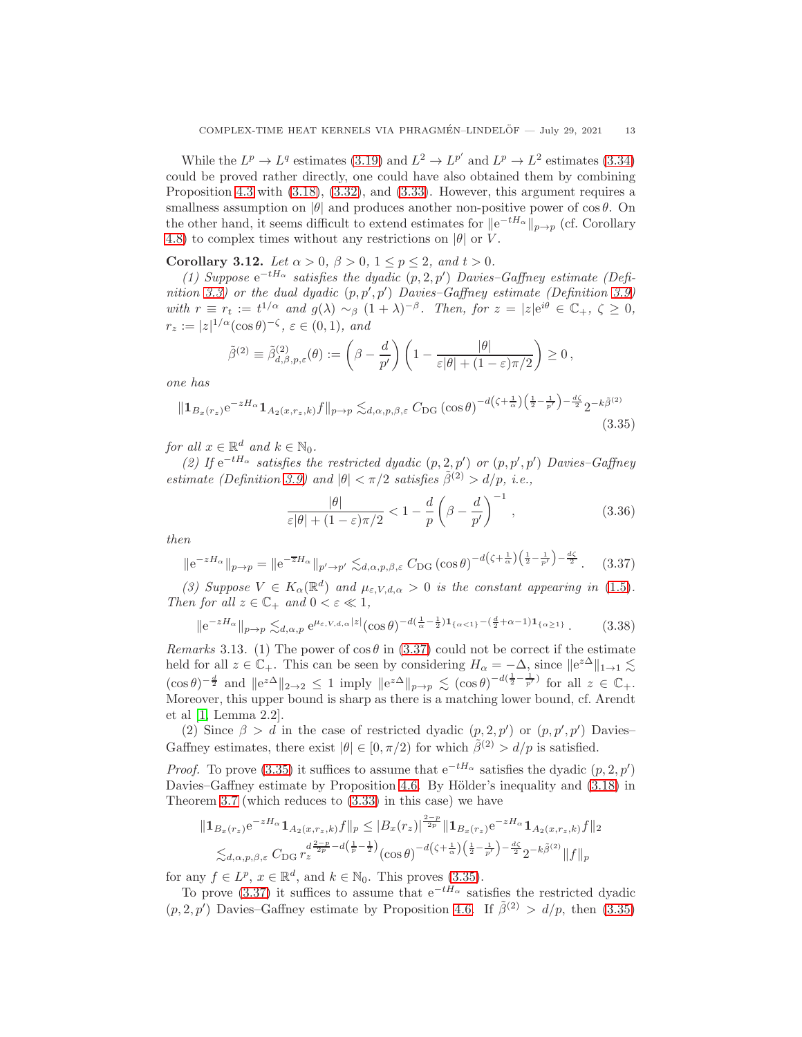While the $L^p \to L^q$ estimates (3.19) and $L^2 \to L^{p'}$ and $L^p \to L^2$ estimates (3.34) could be proved rather directly, one could have also obtained them by combining Proposition 4.3 with (3.18), (3.32), and (3.33). However, this argument requires a smallness assumption on $|\theta|$ and produces another non-positive power of $\cos\theta$. On the other hand, it seems difficult to extend estimates for $\|\mathrm{e}^{-tH_\alpha}\|_{p\to p}$ (cf. Corollary 4.8) to complex times without any restrictions on $|\theta|$ or $V$.

**Corollary 3.12.** *Let $\alpha > 0$, $\beta > 0$, $1 \le p \le 2$, and $t > 0$.*

*(1) Suppose $\mathrm{e}^{-tH_\alpha}$ satisfies the dyadic $(p, 2, p')$ Davies–Gaffney estimate (Definition 3.3) or the dual dyadic $(p, p', p')$ Davies–Gaffney estimate (Definition 3.9) with $r \equiv r_t := t^{1/\alpha}$ and $g(\lambda) \sim_\beta (1+\lambda)^{-\beta}$. Then, for $z = |z|\mathrm{e}^{i\theta} \in \mathbb{C}_+$, $\zeta \ge 0$, $r_z := |z|^{1/\alpha}(\cos\theta)^{-\zeta}$, $\varepsilon \in (0,1)$, and*

$$\tilde\beta^{(2)} \equiv \tilde\beta^{(2)}_{d,\beta,p,\varepsilon}(\theta) := \left(\beta - \frac{d}{p'}\right)\left(1 - \frac{|\theta|}{\varepsilon|\theta| + (1-\varepsilon)\pi/2}\right) \ge 0\,,$$

*one has*

$$\|\mathbf{1}_{B_x(r_z)}\mathrm{e}^{-zH_\alpha}\mathbf{1}_{A_2(x,r_z,k)}f\|_{p\to p} \lesssim_{d,\alpha,p,\beta,\varepsilon} C_{\mathrm{DG}}\,(\cos\theta)^{-d\left(\zeta+\frac{1}{\alpha}\right)\left(\frac12-\frac{1}{p'}\right)-\frac{d\zeta}{2}}2^{-k\tilde\beta^{(2)}} \tag{3.35}$$

*for all $x \in \mathbb{R}^d$ and $k \in \mathbb{N}_0$.*

*(2) If $\mathrm{e}^{-tH_\alpha}$ satisfies the restricted dyadic $(p, 2, p')$ or $(p, p', p')$ Davies–Gaffney estimate (Definition 3.9) and $|\theta| < \pi/2$ satisfies $\tilde\beta^{(2)} > d/p$, i.e.,*

$$\frac{|\theta|}{\varepsilon|\theta| + (1-\varepsilon)\pi/2} < 1 - \frac{d}{p}\left(\beta - \frac{d}{p'}\right)^{-1}, \tag{3.36}$$

*then*

$$\|\mathrm{e}^{-zH_\alpha}\|_{p\to p} = \|\mathrm{e}^{-\overline{z}H_\alpha}\|_{p'\to p'} \lesssim_{d,\alpha,p,\beta,\varepsilon} C_{\mathrm{DG}}\,(\cos\theta)^{-d\left(\zeta+\frac{1}{\alpha}\right)\left(\frac12-\frac{1}{p'}\right)-\frac{d\zeta}{2}}. \tag{3.37}$$

*(3) Suppose $V \in K_\alpha(\mathbb{R}^d)$ and $\mu_{\varepsilon,V,d,\alpha} > 0$ is the constant appearing in (1.5). Then for all $z \in \mathbb{C}_+$ and $0 < \varepsilon \ll 1$,*

$$\|\mathrm{e}^{-zH_\alpha}\|_{p\to p} \lesssim_{d,\alpha,p} \mathrm{e}^{\mu_{\varepsilon,V,d,\alpha}|z|}(\cos\theta)^{-d(\frac{1}{\alpha}-\frac12)\mathbf{1}_{\{\alpha<1\}}-(\frac{d}{2}+\alpha-1)\mathbf{1}_{\{\alpha\ge1\}}}. \tag{3.38}$$

*Remarks* 3.13. (1) The power of $\cos\theta$ in (3.37) could not be correct if the estimate held for all $z \in \mathbb{C}_+$. This can be seen by considering $H_\alpha = -\Delta$, since $\|\mathrm{e}^{z\Delta}\|_{1\to1} \lesssim (\cos\theta)^{-\frac{d}{2}}$ and $\|\mathrm{e}^{z\Delta}\|_{2\to2} \le 1$ imply $\|\mathrm{e}^{z\Delta}\|_{p\to p} \lesssim (\cos\theta)^{-d(\frac12-\frac{1}{p'})}$ for all $z \in \mathbb{C}_+$. Moreover, this upper bound is sharp as there is a matching lower bound, cf. Arendt et al [1, Lemma 2.2].

(2) Since $\beta > d$ in the case of restricted dyadic $(p, 2, p')$ or $(p, p', p')$ Davies–Gaffney estimates, there exist $|\theta| \in [0, \pi/2)$ for which $\tilde\beta^{(2)} > d/p$ is satisfied.

*Proof.* To prove (3.35) it suffices to assume that $\mathrm{e}^{-tH_\alpha}$ satisfies the dyadic $(p, 2, p')$ Davies–Gaffney estimate by Proposition 4.6. By Hölder's inequality and (3.18) in Theorem 3.7 (which reduces to (3.33) in this case) we have

$$\begin{aligned}
&\|\mathbf{1}_{B_x(r_z)}\mathrm{e}^{-zH_\alpha}\mathbf{1}_{A_2(x,r_z,k)}f\|_p \le |B_x(r_z)|^{\frac{2-p}{2p}}\|\mathbf{1}_{B_x(r_z)}\mathrm{e}^{-zH_\alpha}\mathbf{1}_{A_2(x,r_z,k)}f\|_2\\
&\lesssim_{d,\alpha,p,\beta,\varepsilon} C_{\mathrm{DG}}\, r_z^{d\frac{2-p}{2p}-d\left(\frac1p-\frac12\right)}(\cos\theta)^{-d\left(\zeta+\frac{1}{\alpha}\right)\left(\frac12-\frac{1}{p'}\right)-\frac{d\zeta}{2}}2^{-k\tilde\beta^{(2)}}\|f\|_p
\end{aligned}$$

for any $f \in L^p$, $x \in \mathbb{R}^d$, and $k \in \mathbb{N}_0$. This proves (3.35).

To prove (3.37) it suffices to assume that $\mathrm{e}^{-tH_\alpha}$ satisfies the restricted dyadic $(p, 2, p')$ Davies–Gaffney estimate by Proposition 4.6. If $\tilde\beta^{(2)} > d/p$, then (3.35)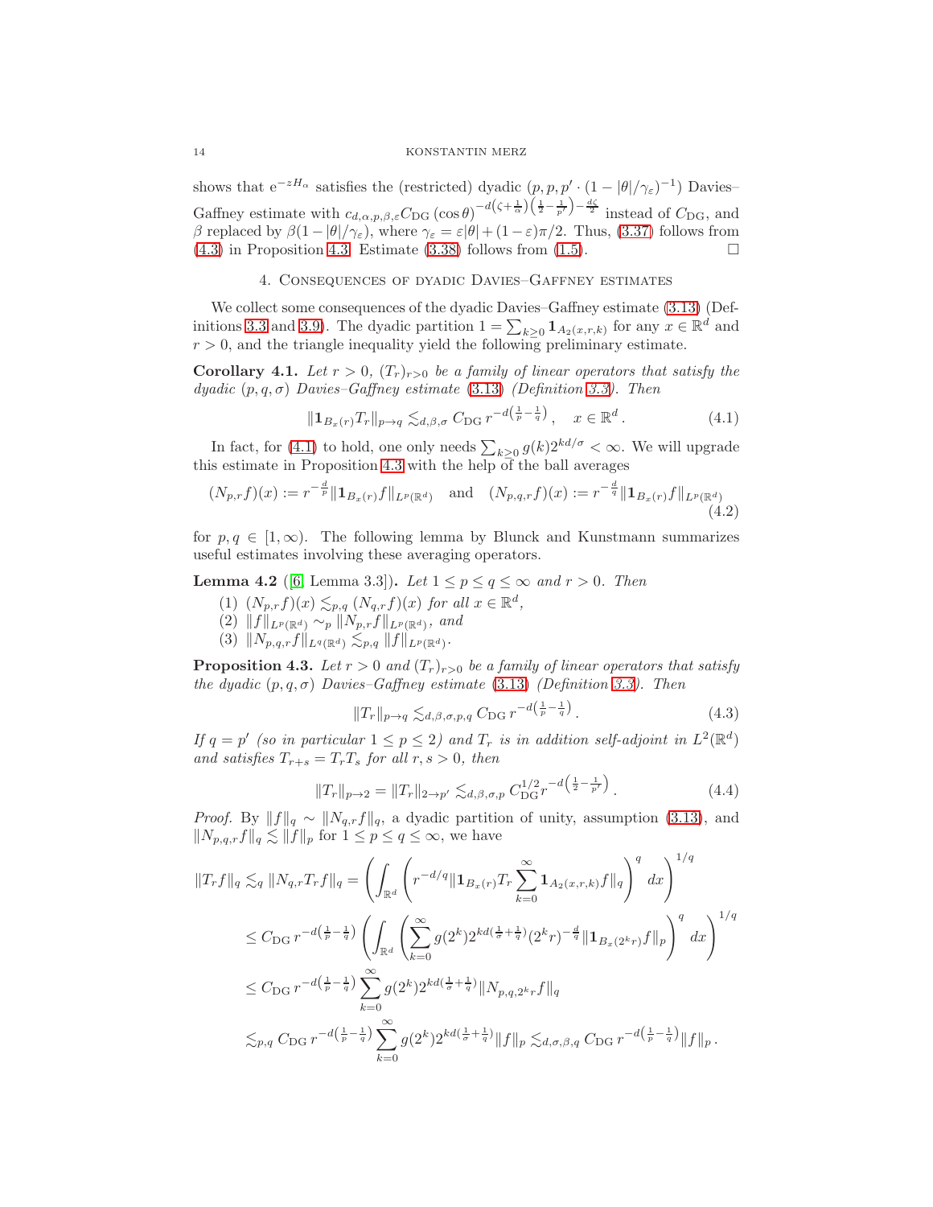shows that $\mathrm{e}^{-zH_\alpha}$ satisfies the (restricted) dyadic $(p,p,p'\cdot(1-|\theta|/\gamma_\varepsilon)^{-1})$ Davies–Gaffney estimate with $c_{d,\alpha,p,\beta,\varepsilon}C_{\mathrm{DG}}\,(\cos\theta)^{-d(\zeta+\frac{1}{\alpha})\left(\frac12-\frac{1}{p'}\right)-\frac{d\zeta}{2}}$ instead of $C_{\mathrm{DG}}$, and $\beta$ replaced by $\beta(1-|\theta|/\gamma_\varepsilon)$, where $\gamma_\varepsilon=\varepsilon|\theta|+(1-\varepsilon)\pi/2$. Thus, (3.37) follows from (4.3) in Proposition 4.3. Estimate (3.38) follows from (1.5). $\square$

## 4. Consequences of dyadic Davies–Gaffney estimates

We collect some consequences of the dyadic Davies–Gaffney estimate (3.13) (Definitions 3.3 and 3.9). The dyadic partition $1=\sum_{k\geq 0}\mathbf{1}_{A_2(x,r,k)}$ for any $x\in\mathbb{R}^d$ and $r>0$, and the triangle inequality yield the following preliminary estimate.

**Corollary 4.1.** *Let $r>0$, $(T_r)_{r>0}$ be a family of linear operators that satisfy the dyadic $(p,q,\sigma)$ Davies–Gaffney estimate (3.13) (Definition 3.3). Then*

$$\|\mathbf{1}_{B_x(r)}T_r\|_{p\to q}\lesssim_{d,\beta,\sigma} C_{\mathrm{DG}}\,r^{-d\left(\frac1p-\frac1q\right)}\,,\quad x\in\mathbb{R}^d\,. \tag{4.1}$$

In fact, for (4.1) to hold, one only needs $\sum_{k\geq 0}g(k)2^{kd/\sigma}<\infty$. We will upgrade this estimate in Proposition 4.3 with the help of the ball averages

$$(N_{p,r}f)(x):=r^{-\frac{d}{p}}\|\mathbf{1}_{B_x(r)}f\|_{L^p(\mathbb{R}^d)}\quad\text{and}\quad (N_{p,q,r}f)(x):=r^{-\frac{d}{q}}\|\mathbf{1}_{B_x(r)}f\|_{L^p(\mathbb{R}^d)} \tag{4.2}$$

for $p,q\in[1,\infty)$. The following lemma by Blunck and Kunstmann summarizes useful estimates involving these averaging operators.

**Lemma 4.2** ([6, Lemma 3.3]). *Let $1\leq p\leq q\leq\infty$ and $r>0$. Then*

1. $(N_{p,r}f)(x)\lesssim_{p,q}(N_{q,r}f)(x)$ *for all $x\in\mathbb{R}^d$,*
2. $\|f\|_{L^p(\mathbb{R}^d)}\sim_p\|N_{p,r}f\|_{L^p(\mathbb{R}^d)}$*, and*
3. $\|N_{p,q,r}f\|_{L^q(\mathbb{R}^d)}\lesssim_{p,q}\|f\|_{L^p(\mathbb{R}^d)}$.

**Proposition 4.3.** *Let $r>0$ and $(T_r)_{r>0}$ be a family of linear operators that satisfy the dyadic $(p,q,\sigma)$ Davies–Gaffney estimate (3.13) (Definition 3.3). Then*

$$\|T_r\|_{p\to q}\lesssim_{d,\beta,\sigma,p,q} C_{\mathrm{DG}}\,r^{-d\left(\frac1p-\frac1q\right)}\,. \tag{4.3}$$

*If $q=p'$ (so in particular $1\leq p\leq 2$) and $T_r$ is in addition self-adjoint in $L^2(\mathbb{R}^d)$ and satisfies $T_{r+s}=T_rT_s$ for all $r,s>0$, then*

$$\|T_r\|_{p\to 2}=\|T_r\|_{2\to p'}\lesssim_{d,\beta,\sigma,p} C_{\mathrm{DG}}^{1/2}r^{-d\left(\frac12-\frac{1}{p'}\right)}\,. \tag{4.4}$$

*Proof.* By $\|f\|_q\sim\|N_{q,r}f\|_q$, a dyadic partition of unity, assumption (3.13), and $\|N_{p,q,r}f\|_q\lesssim\|f\|_p$ for $1\leq p\leq q\leq\infty$, we have

$$\begin{aligned}
\|T_rf\|_q &\lesssim_q \|N_{q,r}T_rf\|_q=\left(\int_{\mathbb{R}^d}\left(r^{-d/q}\|\mathbf{1}_{B_x(r)}T_r\sum_{k=0}^\infty\mathbf{1}_{A_2(x,r,k)}f\|_q\right)^q dx\right)^{1/q}\\
&\leq C_{\mathrm{DG}}\,r^{-d\left(\frac1p-\frac1q\right)}\left(\int_{\mathbb{R}^d}\left(\sum_{k=0}^\infty g(2^k)2^{kd(\frac1\sigma+\frac1q)}(2^kr)^{-\frac{d}{q}}\|\mathbf{1}_{B_x(2^kr)}f\|_p\right)^q dx\right)^{1/q}\\
&\leq C_{\mathrm{DG}}\,r^{-d\left(\frac1p-\frac1q\right)}\sum_{k=0}^\infty g(2^k)2^{kd(\frac1\sigma+\frac1q)}\|N_{p,q,2^kr}f\|_q\\
&\lesssim_{p,q} C_{\mathrm{DG}}\,r^{-d\left(\frac1p-\frac1q\right)}\sum_{k=0}^\infty g(2^k)2^{kd(\frac1\sigma+\frac1q)}\|f\|_p\lesssim_{d,\sigma,\beta,q} C_{\mathrm{DG}}\,r^{-d\left(\frac1p-\frac1q\right)}\|f\|_p\,.
\end{aligned}$$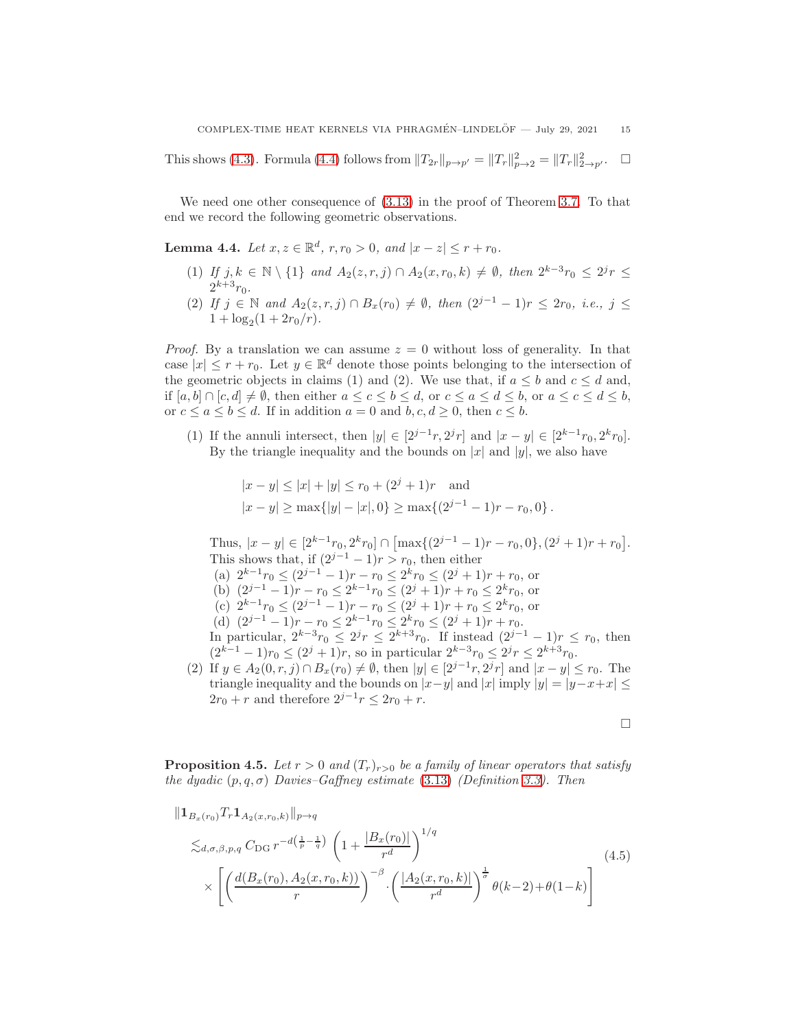This shows (4.3). Formula (4.4) follows from $\|T_{2r}\|_{p\to p'} = \|T_r\|_{p\to 2}^2 = \|T_r\|_{2\to p'}^2$. $\square$

We need one other consequence of (3.13) in the proof of Theorem 3.7. To that end we record the following geometric observations.

**Lemma 4.4.** *Let $x, z \in \mathbb{R}^d$, $r, r_0 > 0$, and $|x - z| \le r + r_0$.*

1. *If $j, k \in \mathbb{N} \setminus \{1\}$ and $A_2(z, r, j) \cap A_2(x, r_0, k) \neq \emptyset$, then $2^{k-3} r_0 \le 2^j r \le 2^{k+3} r_0$.*
2. *If $j \in \mathbb{N}$ and $A_2(z, r, j) \cap B_x(r_0) \neq \emptyset$, then $(2^{j-1} - 1)r \le 2r_0$, i.e., $j \le 1 + \log_2(1 + 2r_0/r)$.*

*Proof.* By a translation we can assume $z = 0$ without loss of generality. In that case $|x| \le r + r_0$. Let $y \in \mathbb{R}^d$ denote those points belonging to the intersection of the geometric objects in claims (1) and (2). We use that, if $a \le b$ and $c \le d$ and, if $[a, b] \cap [c, d] \neq \emptyset$, then either $a \le c \le b \le d$, or $c \le a \le d \le b$, or $a \le c \le d \le b$, or $c \le a \le b \le d$. If in addition $a = 0$ and $b, c, d \ge 0$, then $c \le b$.

(1) If the annuli intersect, then $|y| \in [2^{j-1} r, 2^j r]$ and $|x - y| \in [2^{k-1} r_0, 2^k r_0]$. By the triangle inequality and the bounds on $|x|$ and $|y|$, we also have

$$
\begin{aligned}
&|x - y| \le |x| + |y| \le r_0 + (2^j + 1)r \quad \text{and} \\
&|x - y| \ge \max\{|y| - |x|, 0\} \ge \max\{(2^{j-1} - 1)r - r_0, 0\}.
\end{aligned}
$$

Thus, $|x - y| \in [2^{k-1} r_0, 2^k r_0] \cap \left[\max\{(2^{j-1} - 1)r - r_0, 0\}, (2^j + 1)r + r_0\right]$. This shows that, if $(2^{j-1} - 1)r > r_0$, then either

(a) $2^{k-1} r_0 \le (2^{j-1} - 1)r - r_0 \le 2^k r_0 \le (2^j + 1)r + r_0$, or
(b) $(2^{j-1} - 1)r - r_0 \le 2^{k-1} r_0 \le (2^j + 1)r + r_0 \le 2^k r_0$, or
(c) $2^{k-1} r_0 \le (2^{j-1} - 1)r - r_0 \le (2^j + 1)r + r_0 \le 2^k r_0$, or
(d) $(2^{j-1} - 1)r - r_0 \le 2^{k-1} r_0 \le 2^k r_0 \le (2^j + 1)r + r_0$.

In particular, $2^{k-3} r_0 \le 2^j r \le 2^{k+3} r_0$. If instead $(2^{j-1} - 1)r \le r_0$, then $(2^{k-1} - 1)r_0 \le (2^j + 1)r$, so in particular $2^{k-3} r_0 \le 2^j r \le 2^{k+3} r_0$.

(2) If $y \in A_2(0, r, j) \cap B_x(r_0) \neq \emptyset$, then $|y| \in [2^{j-1} r, 2^j r]$ and $|x - y| \le r_0$. The triangle inequality and the bounds on $|x-y|$ and $|x|$ imply $|y| = |y - x + x| \le 2r_0 + r$ and therefore $2^{j-1} r \le 2r_0 + r$.

$\square$

**Proposition 4.5.** *Let $r > 0$ and $(T_r)_{r>0}$ be a family of linear operators that satisfy the dyadic $(p, q, \sigma)$ Davies–Gaffney estimate (3.13) (Definition 3.3). Then*

$$
\begin{aligned}
&\|\mathbf{1}_{B_x(r_0)} T_r \mathbf{1}_{A_2(x, r_0, k)}\|_{p\to q} \\
&\lesssim_{d,\sigma,\beta,p,q} C_{\mathrm{DG}}\, r^{-d\left(\frac{1}{p} - \frac{1}{q}\right)} \left(1 + \frac{|B_x(r_0)|}{r^d}\right)^{1/q} \\
&\quad \times \left[\left(\frac{d(B_x(r_0), A_2(x, r_0, k))}{r}\right)^{-\beta} \cdot \left(\frac{|A_2(x, r_0, k)|}{r^d}\right)^{\frac{1}{\sigma}} \theta(k-2) + \theta(1-k)\right]
\end{aligned}
\tag{4.5}
$$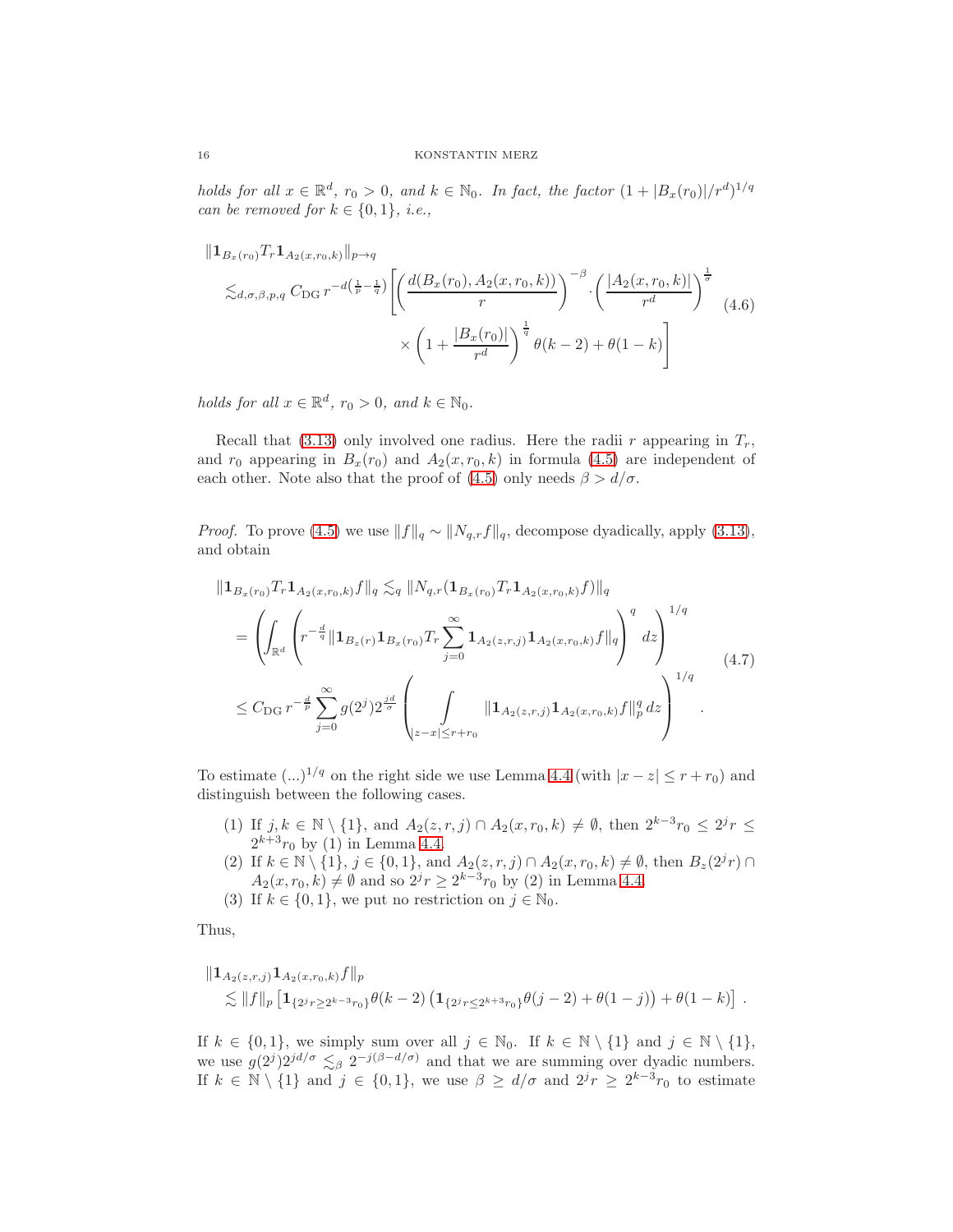*holds for all $x \in \mathbb{R}^d$, $r_0 > 0$, and $k \in \mathbb{N}_0$. In fact, the factor $(1+|B_x(r_0)|/r^d)^{1/q}$ can be removed for $k \in \{0,1\}$, i.e.,*

$$
\begin{aligned}
&\|\mathbf{1}_{B_x(r_0)} T_r \mathbf{1}_{A_2(x,r_0,k)}\|_{p\to q} \\
&\quad \lesssim_{d,\sigma,\beta,p,q} C_{\mathrm{DG}}\, r^{-d(\frac{1}{p}-\frac{1}{q})} \Bigg[ \left(\frac{d(B_x(r_0),A_2(x,r_0,k))}{r}\right)^{-\beta} \cdot \left(\frac{|A_2(x,r_0,k)|}{r^d}\right)^{\frac{1}{\sigma}} \\
&\qquad\qquad \times \left(1+\frac{|B_x(r_0)|}{r^d}\right)^{\frac{1}{q}} \theta(k-2) + \theta(1-k) \Bigg]
\end{aligned}
\tag{4.6}
$$

*holds for all $x \in \mathbb{R}^d$, $r_0 > 0$, and $k \in \mathbb{N}_0$.*

Recall that (3.13) only involved one radius. Here the radii $r$ appearing in $T_r$, and $r_0$ appearing in $B_x(r_0)$ and $A_2(x,r_0,k)$ in formula (4.5) are independent of each other. Note also that the proof of (4.5) only needs $\beta > d/\sigma$.

*Proof.* To prove (4.5) we use $\|f\|_q \sim \|N_{q,r} f\|_q$, decompose dyadically, apply (3.13), and obtain

$$
\begin{aligned}
&\|\mathbf{1}_{B_x(r_0)} T_r \mathbf{1}_{A_2(x,r_0,k)} f\|_q \lesssim_q \|N_{q,r}(\mathbf{1}_{B_x(r_0)} T_r \mathbf{1}_{A_2(x,r_0,k)} f)\|_q \\
&\quad = \left( \int_{\mathbb{R}^d} \left( r^{-\frac{d}{q}} \|\mathbf{1}_{B_z(r)} \mathbf{1}_{B_x(r_0)} T_r \sum_{j=0}^\infty \mathbf{1}_{A_2(z,r,j)} \mathbf{1}_{A_2(x,r_0,k)} f\|_q \right)^q dz \right)^{1/q} \\
&\quad \le C_{\mathrm{DG}}\, r^{-\frac{d}{p}} \sum_{j=0}^\infty g(2^j) 2^{\frac{jd}{\sigma}} \left( \int_{|z-x|\le r+r_0} \|\mathbf{1}_{A_2(z,r,j)} \mathbf{1}_{A_2(x,r_0,k)} f\|_p^q \, dz \right)^{1/q} .
\end{aligned}
\tag{4.7}
$$

To estimate $(\ldots)^{1/q}$ on the right side we use Lemma 4.4 (with $|x-z| \le r+r_0$) and distinguish between the following cases.

1. If $j,k \in \mathbb{N}\setminus\{1\}$, and $A_2(z,r,j) \cap A_2(x,r_0,k) \neq \emptyset$, then $2^{k-3} r_0 \le 2^j r \le 2^{k+3} r_0$ by (1) in Lemma 4.4.
2. If $k \in \mathbb{N}\setminus\{1\}$, $j \in \{0,1\}$, and $A_2(z,r,j) \cap A_2(x,r_0,k) \neq \emptyset$, then $B_z(2^j r) \cap A_2(x,r_0,k) \neq \emptyset$ and so $2^j r \ge 2^{k-3} r_0$ by (2) in Lemma 4.4.
3. If $k \in \{0,1\}$, we put no restriction on $j \in \mathbb{N}_0$.

Thus,

$$
\begin{aligned}
&\|\mathbf{1}_{A_2(z,r,j)} \mathbf{1}_{A_2(x,r_0,k)} f\|_p \\
&\quad \lesssim \|f\|_p \left[ \mathbf{1}_{\{2^j r \ge 2^{k-3} r_0\}} \theta(k-2) \left( \mathbf{1}_{\{2^j r \le 2^{k+3} r_0\}} \theta(j-2) + \theta(1-j) \right) + \theta(1-k) \right] .
\end{aligned}
$$

If $k \in \{0,1\}$, we simply sum over all $j \in \mathbb{N}_0$. If $k \in \mathbb{N}\setminus\{1\}$ and $j \in \mathbb{N}\setminus\{1\}$, we use $g(2^j) 2^{jd/\sigma} \lesssim_\beta 2^{-j(\beta-d/\sigma)}$ and that we are summing over dyadic numbers. If $k \in \mathbb{N}\setminus\{1\}$ and $j \in \{0,1\}$, we use $\beta \ge d/\sigma$ and $2^j r \ge 2^{k-3} r_0$ to estimate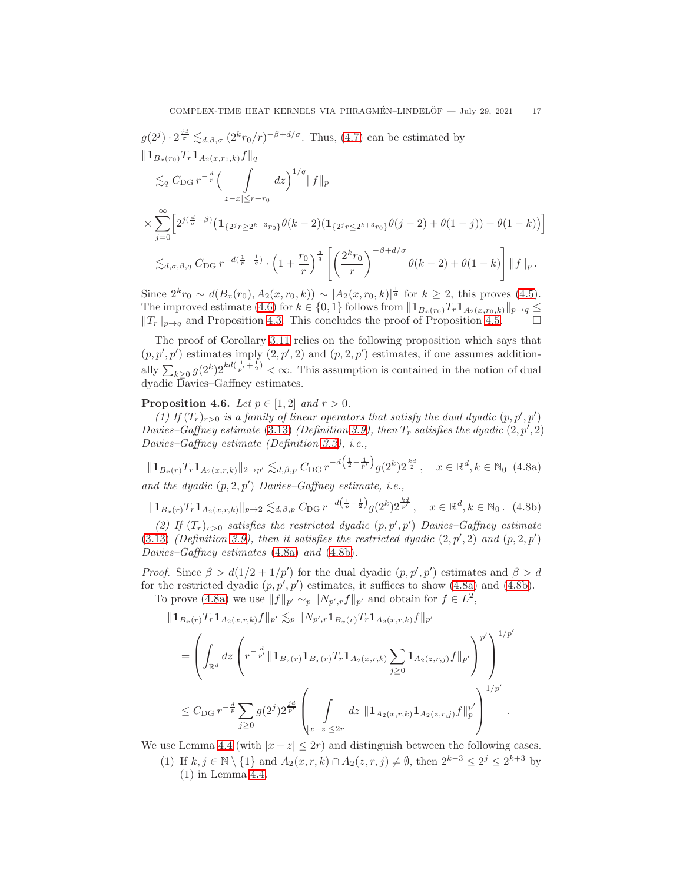$g(2^j) \cdot 2^{\frac{jd}{\sigma}} \lesssim_{d,\beta,\sigma} (2^k r_0/r)^{-\beta+d/\sigma}$. Thus, (4.7) can be estimated by

$$
\begin{aligned}
&\|\mathbf{1}_{B_x(r_0)} T_r \mathbf{1}_{A_2(x,r_0,k)} f\|_q \\
&\quad\lesssim_q C_{\mathrm{DG}}\, r^{-\frac{d}{p}} \Big( \int\limits_{|z-x|\le r+r_0} dz \Big)^{1/q} \|f\|_p \\
&\quad\times \sum_{j=0}^{\infty} \Big[ 2^{j(\frac{d}{\sigma}-\beta)} \big( \mathbf{1}_{\{2^j r \ge 2^{k-3} r_0\}} \theta(k-2) (\mathbf{1}_{\{2^j r \le 2^{k+3} r_0\}} \theta(j-2) + \theta(1-j)) + \theta(1-k) \big) \Big] \\
&\quad\lesssim_{d,\sigma,\beta,q} C_{\mathrm{DG}}\, r^{-d(\frac{1}{p}-\frac{1}{q})} \cdot \Big(1 + \frac{r_0}{r}\Big)^{\frac{d}{q}} \left[ \left( \frac{2^k r_0}{r} \right)^{-\beta+d/\sigma} \theta(k-2) + \theta(1-k) \right] \|f\|_p \,.
\end{aligned}
$$

Since $2^k r_0 \sim d(B_x(r_0), A_2(x,r_0,k)) \sim |A_2(x,r_0,k)|^{\frac{1}{d}}$ for $k \ge 2$, this proves (4.5). The improved estimate (4.6) for $k \in \{0,1\}$ follows from $\|\mathbf{1}_{B_x(r_0)} T_r \mathbf{1}_{A_2(x,r_0,k)}\|_{p\to q} \le \|T_r\|_{p\to q}$ and Proposition 4.3. This concludes the proof of Proposition 4.5. $\square$

The proof of Corollary 3.11 relies on the following proposition which says that $(p,p',p')$ estimates imply $(2,p',2)$ and $(p,2,p')$ estimates, if one assumes additionally $\sum_{k\ge 0} g(2^k) 2^{kd(\frac{1}{p'}+\frac{1}{2})} < \infty$. This assumption is contained in the notion of dual dyadic Davies–Gaffney estimates.

**Proposition 4.6.** *Let $p \in [1,2]$ and $r > 0$.*

*(1) If $(T_r)_{r>0}$ is a family of linear operators that satisfy the dual dyadic $(p,p',p')$ Davies–Gaffney estimate (3.13) (Definition 3.9), then $T_r$ satisfies the dyadic $(2,p',2)$ Davies–Gaffney estimate (Definition 3.3), i.e.,*

$$
\|\mathbf{1}_{B_x(r)} T_r \mathbf{1}_{A_2(x,r,k)}\|_{2\to p'} \lesssim_{d,\beta,p} C_{\mathrm{DG}}\, r^{-d\left(\frac{1}{2}-\frac{1}{p'}\right)} g(2^k) 2^{\frac{kd}{2}}\,, \quad x \in \mathbb{R}^d, k \in \mathbb{N}_0 \quad (4.8a)
$$

*and the dyadic $(p,2,p')$ Davies–Gaffney estimate, i.e.,*

$$
\|\mathbf{1}_{B_x(r)} T_r \mathbf{1}_{A_2(x,r,k)}\|_{p\to 2} \lesssim_{d,\beta,p} C_{\mathrm{DG}}\, r^{-d\left(\frac{1}{p}-\frac{1}{2}\right)} g(2^k) 2^{\frac{kd}{p'}}\,, \quad x \in \mathbb{R}^d, k \in \mathbb{N}_0\,. \quad (4.8b)
$$

*(2) If $(T_r)_{r>0}$ satisfies the restricted dyadic $(p,p',p')$ Davies–Gaffney estimate (3.13) (Definition 3.9), then it satisfies the restricted dyadic $(2,p',2)$ and $(p,2,p')$ Davies–Gaffney estimates (4.8a) and (4.8b).*

*Proof.* Since $\beta > d(1/2+1/p')$ for the dual dyadic $(p,p',p')$ estimates and $\beta > d$ for the restricted dyadic $(p,p',p')$ estimates, it suffices to show (4.8a) and (4.8b).

To prove (4.8a) we use $\|f\|_{p'} \sim_p \|N_{p',r} f\|_{p'}$ and obtain for $f \in L^2$,

$$
\begin{aligned}
&\|\mathbf{1}_{B_x(r)} T_r \mathbf{1}_{A_2(x,r,k)} f\|_{p'} \lesssim_p \|N_{p',r} \mathbf{1}_{B_x(r)} T_r \mathbf{1}_{A_2(x,r,k)} f\|_{p'} \\
&= \left( \int_{\mathbb{R}^d} dz \left( r^{-\frac{d}{p'}} \|\mathbf{1}_{B_z(r)} \mathbf{1}_{B_x(r)} T_r \mathbf{1}_{A_2(x,r,k)} \sum_{j\ge 0} \mathbf{1}_{A_2(z,r,j)} f\|_{p'} \right)^{p'} \right)^{1/p'} \\
&\le C_{\mathrm{DG}}\, r^{-\frac{d}{p}} \sum_{j\ge 0} g(2^j) 2^{\frac{jd}{p'}} \left( \int\limits_{|x-z|\le 2r} dz\, \|\mathbf{1}_{A_2(x,r,k)} \mathbf{1}_{A_2(z,r,j)} f\|_p^{p'} \right)^{1/p'} .
\end{aligned}
$$

We use Lemma 4.4 (with $|x-z| \le 2r$) and distinguish between the following cases.

1. If $k, j \in \mathbb{N} \setminus \{1\}$ and $A_2(x,r,k) \cap A_2(z,r,j) \neq \emptyset$, then $2^{k-3} \le 2^j \le 2^{k+3}$ by (1) in Lemma 4.4.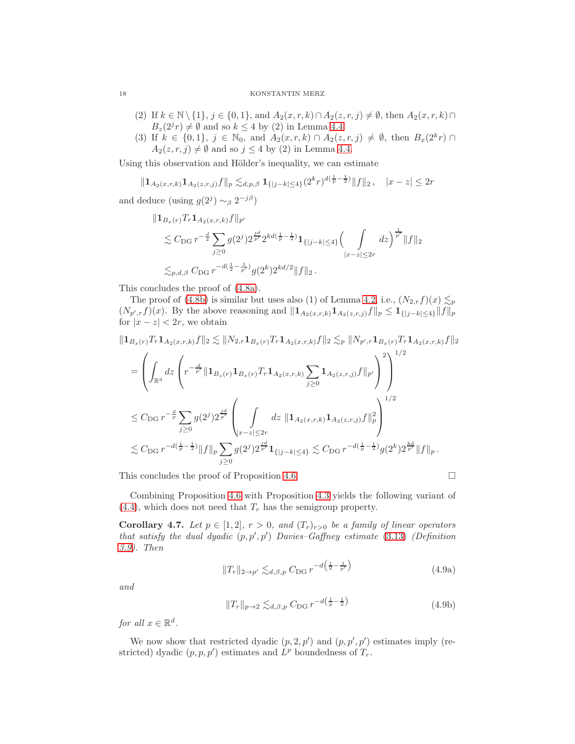(2) If $k \in \mathbb{N} \setminus \{1\}$, $j \in \{0,1\}$, and $A_2(x,r,k) \cap A_2(z,r,j) \neq \emptyset$, then $A_2(x,r,k) \cap B_z(2^j r) \neq \emptyset$ and so $k \leq 4$ by (2) in Lemma 4.4.

(3) If $k \in \{0,1\}$, $j \in \mathbb{N}_0$, and $A_2(x,r,k) \cap A_2(z,r,j) \neq \emptyset$, then $B_x(2^k r) \cap A_2(z,r,j) \neq \emptyset$ and so $j \leq 4$ by (2) in Lemma 4.4.

Using this observation and Hölder's inequality, we can estimate

$$\|\mathbf{1}_{A_2(x,r,k)} \mathbf{1}_{A_2(z,r,j)} f\|_p \lesssim_{d,p,\beta} \mathbf{1}_{\{|j-k|\leq 4\}} (2^k r)^{d(\frac{1}{p}-\frac{1}{2})} \|f\|_2 \,, \quad |x-z| \leq 2r$$

and deduce (using $g(2^j) \sim_\beta 2^{-j\beta}$)

$$\begin{aligned}
&\|\mathbf{1}_{B_x(r)} T_r \mathbf{1}_{A_2(x,r,k)} f\|_{p'} \\
&\lesssim C_{\mathrm{DG}}\, r^{-\frac{d}{2}} \sum_{j\geq 0} g(2^j) 2^{\frac{jd}{p'}} 2^{kd(\frac{1}{p}-\frac{1}{2})} \mathbf{1}_{\{|j-k|\leq 4\}} \Big( \int\limits_{|x-z|\leq 2r} dz \Big)^{\frac{1}{p'}} \|f\|_2 \\
&\lesssim_{p,d,\beta} C_{\mathrm{DG}}\, r^{-d(\frac{1}{2}-\frac{1}{p'})} g(2^k) 2^{kd/2} \|f\|_2 \,.
\end{aligned}$$

This concludes the proof of (4.8a).

The proof of (4.8b) is similar but uses also (1) of Lemma 4.2, i.e., $(N_{2,r} f)(x) \lesssim_p (N_{p',r} f)(x)$. By the above reasoning and $\|\mathbf{1}_{A_2(x,r,k)} \mathbf{1}_{A_2(z,r,j)} f\|_p \leq \mathbf{1}_{\{|j-k|\leq 4\}} \|f\|_p$ for $|x-z| < 2r$, we obtain

$$\begin{aligned}
&\|\mathbf{1}_{B_x(r)} T_r \mathbf{1}_{A_2(x,r,k)} f\|_2 \lesssim \|N_{2,r} \mathbf{1}_{B_x(r)} T_r \mathbf{1}_{A_2(x,r,k)} f\|_2 \lesssim_p \|N_{p',r} \mathbf{1}_{B_x(r)} T_r \mathbf{1}_{A_2(x,r,k)} f\|_2 \\
&= \left( \int_{\mathbb{R}^d} dz \left( r^{-\frac{d}{p'}} \|\mathbf{1}_{B_z(r)} \mathbf{1}_{B_x(r)} T_r \mathbf{1}_{A_2(x,r,k)} \sum_{j\geq 0} \mathbf{1}_{A_2(z,r,j)} f\|_{p'} \right)^2 \right)^{1/2} \\
&\leq C_{\mathrm{DG}}\, r^{-\frac{d}{p}} \sum_{j\geq 0} g(2^j) 2^{\frac{jd}{p'}} \left( \int\limits_{|x-z|\leq 2r} dz\ \|\mathbf{1}_{A_2(x,r,k)} \mathbf{1}_{A_2(z,r,j)} f\|_p^2 \right)^{1/2} \\
&\lesssim C_{\mathrm{DG}}\, r^{-d(\frac{1}{p}-\frac{1}{2})} \|f\|_p \sum_{j\geq 0} g(2^j) 2^{\frac{jd}{p'}} \mathbf{1}_{\{|j-k|\leq 4\}} \lesssim C_{\mathrm{DG}}\, r^{-d(\frac{1}{p}-\frac{1}{2})} g(2^k) 2^{\frac{kd}{p'}} \|f\|_p \,.
\end{aligned}$$

This concludes the proof of Proposition 4.6. $\square$

Combining Proposition 4.6 with Proposition 4.3 yields the following variant of (4.4), which does not need that $T_r$ has the semigroup property.

**Corollary 4.7.** *Let $p \in [1,2]$, $r > 0$, and $(T_r)_{r>0}$ be a family of linear operators that satisfy the dual dyadic $(p,p',p')$ Davies–Gaffney estimate (3.13) (Definition 3.9). Then*

$$\|T_r\|_{2\to p'} \lesssim_{d,\beta,p} C_{\mathrm{DG}}\, r^{-d\left(\frac{1}{2}-\frac{1}{p'}\right)} \tag{4.9a}$$

*and*

$$\|T_r\|_{p\to 2} \lesssim_{d,\beta,p} C_{\mathrm{DG}}\, r^{-d\left(\frac{1}{p}-\frac{1}{2}\right)} \tag{4.9b}$$

*for all $x \in \mathbb{R}^d$.*

We now show that restricted dyadic $(p,2,p')$ and $(p,p',p')$ estimates imply (restricted) dyadic $(p,p,p')$ estimates and $L^p$ boundedness of $T_r$.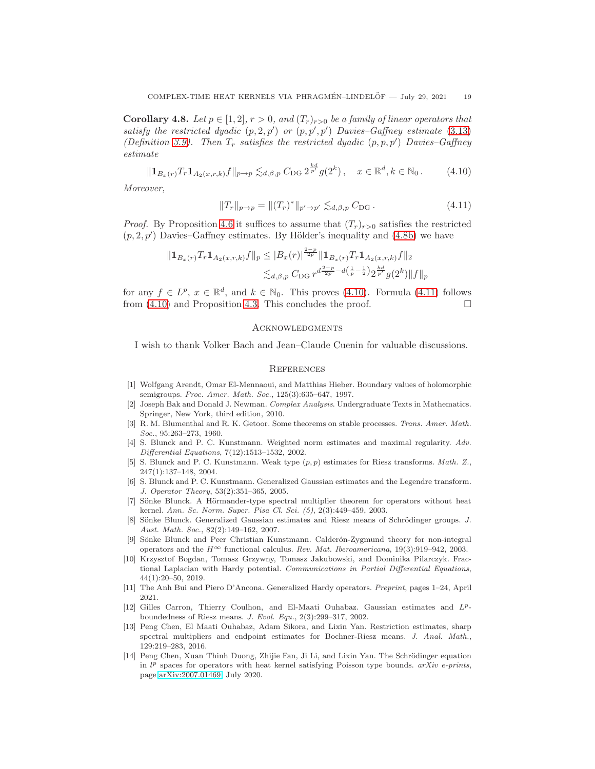**Corollary 4.8.** *Let $p \in [1,2]$, $r > 0$, and $(T_r)_{r>0}$ be a family of linear operators that satisfy the restricted dyadic $(p,2,p')$ or $(p,p',p')$ Davies–Gaffney estimate* (3.13) *(Definition 3.9). Then $T_r$ satisfies the restricted dyadic $(p,p,p')$ Davies–Gaffney estimate*

$$\|\mathbf{1}_{B_x(r)} T_r \mathbf{1}_{A_2(x,r,k)} f\|_{p\to p} \lesssim_{d,\beta,p} C_{\mathrm{DG}}\, 2^{\frac{kd}{p'}} g(2^k)\,, \quad x \in \mathbb{R}^d, k \in \mathbb{N}_0\,. \tag{4.10}$$

*Moreover,*

$$\|T_r\|_{p\to p} = \|(T_r)^*\|_{p'\to p'} \lesssim_{d,\beta,p} C_{\mathrm{DG}}\,. \tag{4.11}$$

*Proof.* By Proposition 4.6 it suffices to assume that $(T_r)_{r>0}$ satisfies the restricted $(p,2,p')$ Davies–Gaffney estimates. By Hölder's inequality and (4.8b) we have

$$\begin{aligned}
\|\mathbf{1}_{B_x(r)} T_r \mathbf{1}_{A_2(x,r,k)} f\|_p &\leq |B_x(r)|^{\frac{2-p}{2p}} \|\mathbf{1}_{B_x(r)} T_r \mathbf{1}_{A_2(x,r,k)} f\|_2 \\
&\lesssim_{d,\beta,p} C_{\mathrm{DG}}\, r^{d\frac{2-p}{2p} - d\left(\frac{1}{p}-\frac{1}{2}\right)} 2^{\frac{kd}{p'}} g(2^k) \|f\|_p
\end{aligned}$$

for any $f \in L^p$, $x \in \mathbb{R}^d$, and $k \in \mathbb{N}_0$. This proves (4.10). Formula (4.11) follows from (4.10) and Proposition 4.3. This concludes the proof. $\square$

## Acknowledgments

I wish to thank Volker Bach and Jean–Claude Cuenin for valuable discussions.

## References

[1] Wolfgang Arendt, Omar El-Mennaoui, and Matthias Hieber. Boundary values of holomorphic semigroups. *Proc. Amer. Math. Soc.*, 125(3):635–647, 1997.

[2] Joseph Bak and Donald J. Newman. *Complex Analysis*. Undergraduate Texts in Mathematics. Springer, New York, third edition, 2010.

[3] R. M. Blumenthal and R. K. Getoor. Some theorems on stable processes. *Trans. Amer. Math. Soc.*, 95:263–273, 1960.

[4] S. Blunck and P. C. Kunstmann. Weighted norm estimates and maximal regularity. *Adv. Differential Equations*, 7(12):1513–1532, 2002.

[5] S. Blunck and P. C. Kunstmann. Weak type $(p,p)$ estimates for Riesz transforms. *Math. Z.*, 247(1):137–148, 2004.

[6] S. Blunck and P. C. Kunstmann. Generalized Gaussian estimates and the Legendre transform. *J. Operator Theory*, 53(2):351–365, 2005.

[7] Sönke Blunck. A Hörmander-type spectral multiplier theorem for operators without heat kernel. *Ann. Sc. Norm. Super. Pisa Cl. Sci. (5)*, 2(3):449–459, 2003.

[8] Sönke Blunck. Generalized Gaussian estimates and Riesz means of Schrödinger groups. *J. Aust. Math. Soc.*, 82(2):149–162, 2007.

[9] Sönke Blunck and Peer Christian Kunstmann. Calderón-Zygmund theory for non-integral operators and the $H^\infty$ functional calculus. *Rev. Mat. Iberoamericana*, 19(3):919–942, 2003.

[10] Krzysztof Bogdan, Tomasz Grzywny, Tomasz Jakubowski, and Dominika Pilarczyk. Fractional Laplacian with Hardy potential. *Communications in Partial Differential Equations*, 44(1):20–50, 2019.

[11] The Anh Bui and Piero D'Ancona. Generalized Hardy operators. *Preprint*, pages 1–24, April 2021.

[12] Gilles Carron, Thierry Coulhon, and El-Maati Ouhabaz. Gaussian estimates and $L^p$-boundedness of Riesz means. *J. Evol. Equ.*, 2(3):299–317, 2002.

[13] Peng Chen, El Maati Ouhabaz, Adam Sikora, and Lixin Yan. Restriction estimates, sharp spectral multipliers and endpoint estimates for Bochner-Riesz means. *J. Anal. Math.*, 129:219–283, 2016.

[14] Peng Chen, Xuan Thinh Duong, Zhijie Fan, Ji Li, and Lixin Yan. The Schrödinger equation in $l^p$ spaces for operators with heat kernel satisfying Poisson type bounds. *arXiv e-prints*, page arXiv:2007.01469, July 2020.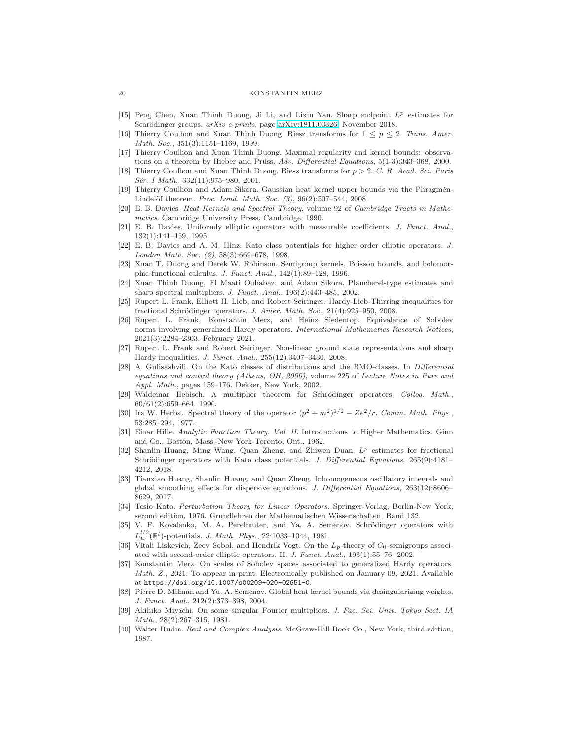- [15] Peng Chen, Xuan Thinh Duong, Ji Li, and Lixin Yan. Sharp endpoint $L^p$ estimates for Schrödinger groups. *arXiv e-prints*, page arXiv:1811.03326, November 2018.
- [16] Thierry Coulhon and Xuan Thinh Duong. Riesz transforms for $1 \leq p \leq 2$. *Trans. Amer. Math. Soc.*, 351(3):1151–1169, 1999.
- [17] Thierry Coulhon and Xuan Thinh Duong. Maximal regularity and kernel bounds: observations on a theorem by Hieber and Prüss. *Adv. Differential Equations*, 5(1-3):343–368, 2000.
- [18] Thierry Coulhon and Xuan Thinh Duong. Riesz transforms for $p > 2$. *C. R. Acad. Sci. Paris Sér. I Math.*, 332(11):975–980, 2001.
- [19] Thierry Coulhon and Adam Sikora. Gaussian heat kernel upper bounds via the Phragmén-Lindelöf theorem. *Proc. Lond. Math. Soc. (3)*, 96(2):507–544, 2008.
- [20] E. B. Davies. *Heat Kernels and Spectral Theory*, volume 92 of *Cambridge Tracts in Mathematics*. Cambridge University Press, Cambridge, 1990.
- [21] E. B. Davies. Uniformly elliptic operators with measurable coefficients. *J. Funct. Anal.*, 132(1):141–169, 1995.
- [22] E. B. Davies and A. M. Hinz. Kato class potentials for higher order elliptic operators. *J. London Math. Soc. (2)*, 58(3):669–678, 1998.
- [23] Xuan T. Duong and Derek W. Robinson. Semigroup kernels, Poisson bounds, and holomorphic functional calculus. *J. Funct. Anal.*, 142(1):89–128, 1996.
- [24] Xuan Thinh Duong, El Maati Ouhabaz, and Adam Sikora. Plancherel-type estimates and sharp spectral multipliers. *J. Funct. Anal.*, 196(2):443–485, 2002.
- [25] Rupert L. Frank, Elliott H. Lieb, and Robert Seiringer. Hardy-Lieb-Thirring inequalities for fractional Schrödinger operators. *J. Amer. Math. Soc.*, 21(4):925–950, 2008.
- [26] Rupert L. Frank, Konstantin Merz, and Heinz Siedentop. Equivalence of Sobolev norms involving generalized Hardy operators. *International Mathematics Research Notices*, 2021(3):2284–2303, February 2021.
- [27] Rupert L. Frank and Robert Seiringer. Non-linear ground state representations and sharp Hardy inequalities. *J. Funct. Anal.*, 255(12):3407–3430, 2008.
- [28] A. Gulisashvili. On the Kato classes of distributions and the BMO-classes. In *Differential equations and control theory (Athens, OH, 2000)*, volume 225 of *Lecture Notes in Pure and Appl. Math.*, pages 159–176. Dekker, New York, 2002.
- [29] Waldemar Hebisch. A multiplier theorem for Schrödinger operators. *Colloq. Math.*, 60/61(2):659–664, 1990.
- [30] Ira W. Herbst. Spectral theory of the operator $(p^2+m^2)^{1/2} - Ze^2/r$. *Comm. Math. Phys.*, 53:285–294, 1977.
- [31] Einar Hille. *Analytic Function Theory. Vol. II*. Introductions to Higher Mathematics. Ginn and Co., Boston, Mass.-New York-Toronto, Ont., 1962.
- [32] Shanlin Huang, Ming Wang, Quan Zheng, and Zhiwen Duan. $L^p$ estimates for fractional Schrödinger operators with Kato class potentials. *J. Differential Equations*, 265(9):4181–4212, 2018.
- [33] Tianxiao Huang, Shanlin Huang, and Quan Zheng. Inhomogeneous oscillatory integrals and global smoothing effects for dispersive equations. *J. Differential Equations*, 263(12):8606–8629, 2017.
- [34] Tosio Kato. *Perturbation Theory for Linear Operators*. Springer-Verlag, Berlin-New York, second edition, 1976. Grundlehren der Mathematischen Wissenschaften, Band 132.
- [35] V. F. Kovalenko, M. A. Perelmuter, and Ya. A. Semenov. Schrödinger operators with $L_w^{l/2}(\mathbb{R}^l)$-potentials. *J. Math. Phys.*, 22:1033–1044, 1981.
- [36] Vitali Liskevich, Zeev Sobol, and Hendrik Vogt. On the $L_p$-theory of $C_0$-semigroups associated with second-order elliptic operators. II. *J. Funct. Anal.*, 193(1):55–76, 2002.
- [37] Konstantin Merz. On scales of Sobolev spaces associated to generalized Hardy operators. *Math. Z.*, 2021. To appear in print. Electronically published on January 09, 2021. Available at `https://doi.org/10.1007/s00209-020-02651-0`.
- [38] Pierre D. Milman and Yu. A. Semenov. Global heat kernel bounds via desingularizing weights. *J. Funct. Anal.*, 212(2):373–398, 2004.
- [39] Akihiko Miyachi. On some singular Fourier multipliers. *J. Fac. Sci. Univ. Tokyo Sect. IA Math.*, 28(2):267–315, 1981.
- [40] Walter Rudin. *Real and Complex Analysis*. McGraw-Hill Book Co., New York, third edition, 1987.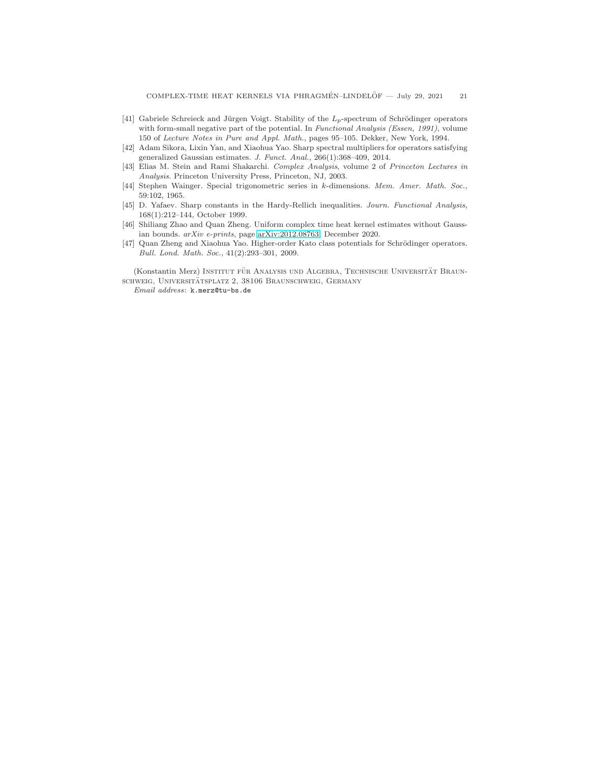[41] Gabriele Schreieck and Jürgen Voigt. Stability of the $L_p$-spectrum of Schrödinger operators with form-small negative part of the potential. In *Functional Analysis (Essen, 1991)*, volume 150 of *Lecture Notes in Pure and Appl. Math.*, pages 95–105. Dekker, New York, 1994.

[42] Adam Sikora, Lixin Yan, and Xiaohua Yao. Sharp spectral multipliers for operators satisfying generalized Gaussian estimates. *J. Funct. Anal.*, 266(1):368–409, 2014.

[43] Elias M. Stein and Rami Shakarchi. *Complex Analysis*, volume 2 of *Princeton Lectures in Analysis*. Princeton University Press, Princeton, NJ, 2003.

[44] Stephen Wainger. Special trigonometric series in $k$-dimensions. *Mem. Amer. Math. Soc.*, 59:102, 1965.

[45] D. Yafaev. Sharp constants in the Hardy-Rellich inequalities. *Journ. Functional Analysis*, 168(1):212–144, October 1999.

[46] Shiliang Zhao and Quan Zheng. Uniform complex time heat kernel estimates without Gaussian bounds. *arXiv e-prints*, page arXiv:2012.08763, December 2020.

[47] Quan Zheng and Xiaohua Yao. Higher-order Kato class potentials for Schrödinger operators. *Bull. Lond. Math. Soc.*, 41(2):293–301, 2009.

(Konstantin Merz) Institut für Analysis und Algebra, Technische Universität Braunschweig, Universitätsplatz 2, 38106 Braunschweig, Germany

*Email address*: `k.merz@tu-bs.de`